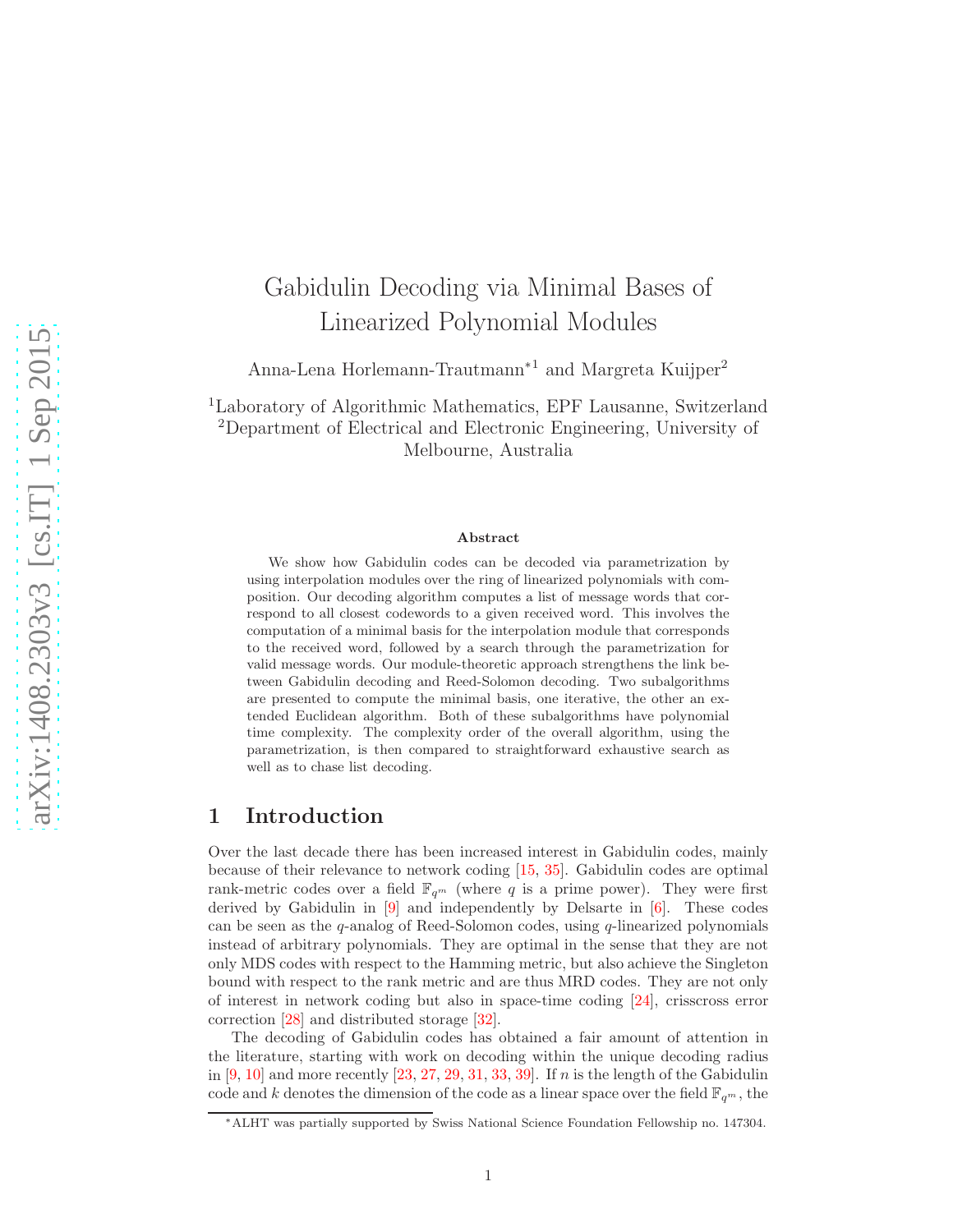# Gabidulin Decoding via Minimal Bases of Linearized Polynomial Modules

Anna-Lena Horlemann-Trautmann*[1] and Margreta Kuijper[2]

[1]Laboratory of Algorithmic Mathematics, EPF Lausanne, Switzerland
[2]Department of Electrical and Electronic Engineering, University of Melbourne, Australia

### Abstract

We show how Gabidulin codes can be decoded via parametrization by using interpolation modules over the ring of linearized polynomials with composition. Our decoding algorithm computes a list of message words that correspond to all closest codewords to a given received word. This involves the computation of a minimal basis for the interpolation module that corresponds to the received word, followed by a search through the parametrization for valid message words. Our module-theoretic approach strengthens the link between Gabidulin decoding and Reed-Solomon decoding. Two subalgorithms are presented to compute the minimal basis, one iterative, the other an extended Euclidean algorithm. Both of these subalgorithms have polynomial time complexity. The complexity order of the overall algorithm, using the parametrization, is then compared to straightforward exhaustive search as well as to chase list decoding.

## 1 Introduction

Over the last decade there has been increased interest in Gabidulin codes, mainly because of their relevance to network coding [15, 35]. Gabidulin codes are optimal rank-metric codes over a field $\mathbb{F}_{q^m}$ (where $q$ is a prime power). They were first derived by Gabidulin in [9] and independently by Delsarte in [6]. These codes can be seen as the $q$-analog of Reed-Solomon codes, using $q$-linearized polynomials instead of arbitrary polynomials. They are optimal in the sense that they are not only MDS codes with respect to the Hamming metric, but also achieve the Singleton bound with respect to the rank metric and are thus MRD codes. They are not only of interest in network coding but also in space-time coding [24], crisscross error correction [28] and distributed storage [32].

The decoding of Gabidulin codes has obtained a fair amount of attention in the literature, starting with work on decoding within the unique decoding radius in [9, 10] and more recently [23, 27, 29, 31, 33, 39]. If $n$ is the length of the Gabidulin code and $k$ denotes the dimension of the code as a linear space over the field $\mathbb{F}_{q^m}$, the

*ALHT was partially supported by Swiss National Science Foundation Fellowship no. 147304.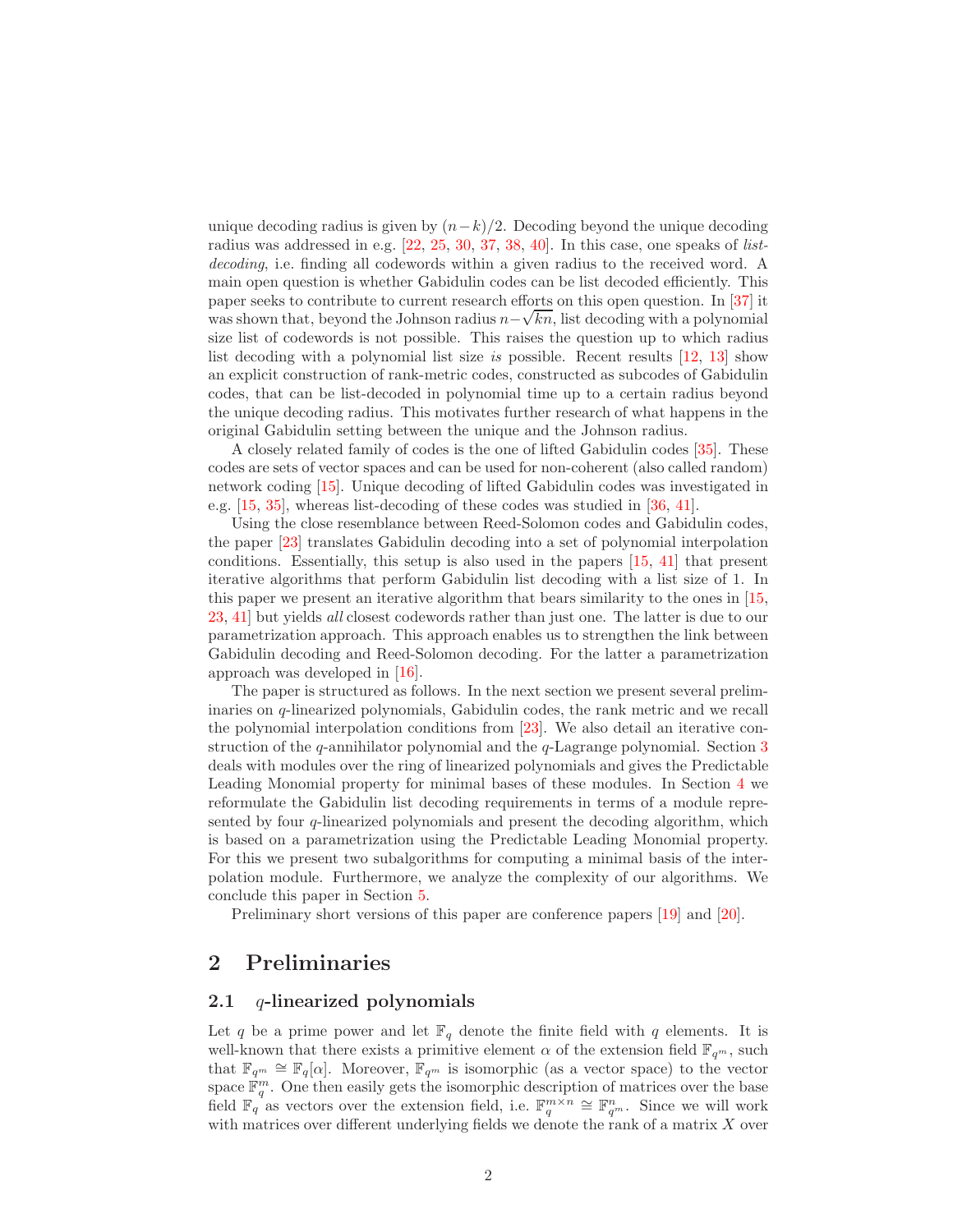unique decoding radius is given by $(n-k)/2$. Decoding beyond the unique decoding radius was addressed in e.g. [22, 25, 30, 37, 38, 40]. In this case, one speaks of *list-decoding*, i.e. finding all codewords within a given radius to the received word. A main open question is whether Gabidulin codes can be list decoded efficiently. This paper seeks to contribute to current research efforts on this open question. In [37] it was shown that, beyond the Johnson radius $n-\sqrt{kn}$, list decoding with a polynomial size list of codewords is not possible. This raises the question up to which radius list decoding with a polynomial list size *is* possible. Recent results [12, 13] show an explicit construction of rank-metric codes, constructed as subcodes of Gabidulin codes, that can be list-decoded in polynomial time up to a certain radius beyond the unique decoding radius. This motivates further research of what happens in the original Gabidulin setting between the unique and the Johnson radius.

A closely related family of codes is the one of lifted Gabidulin codes [35]. These codes are sets of vector spaces and can be used for non-coherent (also called random) network coding [15]. Unique decoding of lifted Gabidulin codes was investigated in e.g. [15, 35], whereas list-decoding of these codes was studied in [36, 41].

Using the close resemblance between Reed-Solomon codes and Gabidulin codes, the paper [23] translates Gabidulin decoding into a set of polynomial interpolation conditions. Essentially, this setup is also used in the papers [15, 41] that present iterative algorithms that perform Gabidulin list decoding with a list size of 1. In this paper we present an iterative algorithm that bears similarity to the ones in [15, 23, 41] but yields *all* closest codewords rather than just one. The latter is due to our parametrization approach. This approach enables us to strengthen the link between Gabidulin decoding and Reed-Solomon decoding. For the latter a parametrization approach was developed in [16].

The paper is structured as follows. In the next section we present several preliminaries on $q$-linearized polynomials, Gabidulin codes, the rank metric and we recall the polynomial interpolation conditions from [23]. We also detail an iterative construction of the $q$-annihilator polynomial and the $q$-Lagrange polynomial. Section 3 deals with modules over the ring of linearized polynomials and gives the Predictable Leading Monomial property for minimal bases of these modules. In Section 4 we reformulate the Gabidulin list decoding requirements in terms of a module represented by four $q$-linearized polynomials and present the decoding algorithm, which is based on a parametrization using the Predictable Leading Monomial property. For this we present two subalgorithms for computing a minimal basis of the interpolation module. Furthermore, we analyze the complexity of our algorithms. We conclude this paper in Section 5.

Preliminary short versions of this paper are conference papers [19] and [20].

## 2 Preliminaries

### 2.1 $q$-linearized polynomials

Let $q$ be a prime power and let $\mathbb{F}_q$ denote the finite field with $q$ elements. It is well-known that there exists a primitive element $\alpha$ of the extension field $\mathbb{F}_{q^m}$, such that $\mathbb{F}_{q^m} \cong \mathbb{F}_q[\alpha]$. Moreover, $\mathbb{F}_{q^m}$ is isomorphic (as a vector space) to the vector space $\mathbb{F}_q^m$. One then easily gets the isomorphic description of matrices over the base field $\mathbb{F}_q$ as vectors over the extension field, i.e. $\mathbb{F}_q^{m\times n} \cong \mathbb{F}_{q^m}^n$. Since we will work with matrices over different underlying fields we denote the rank of a matrix $X$ over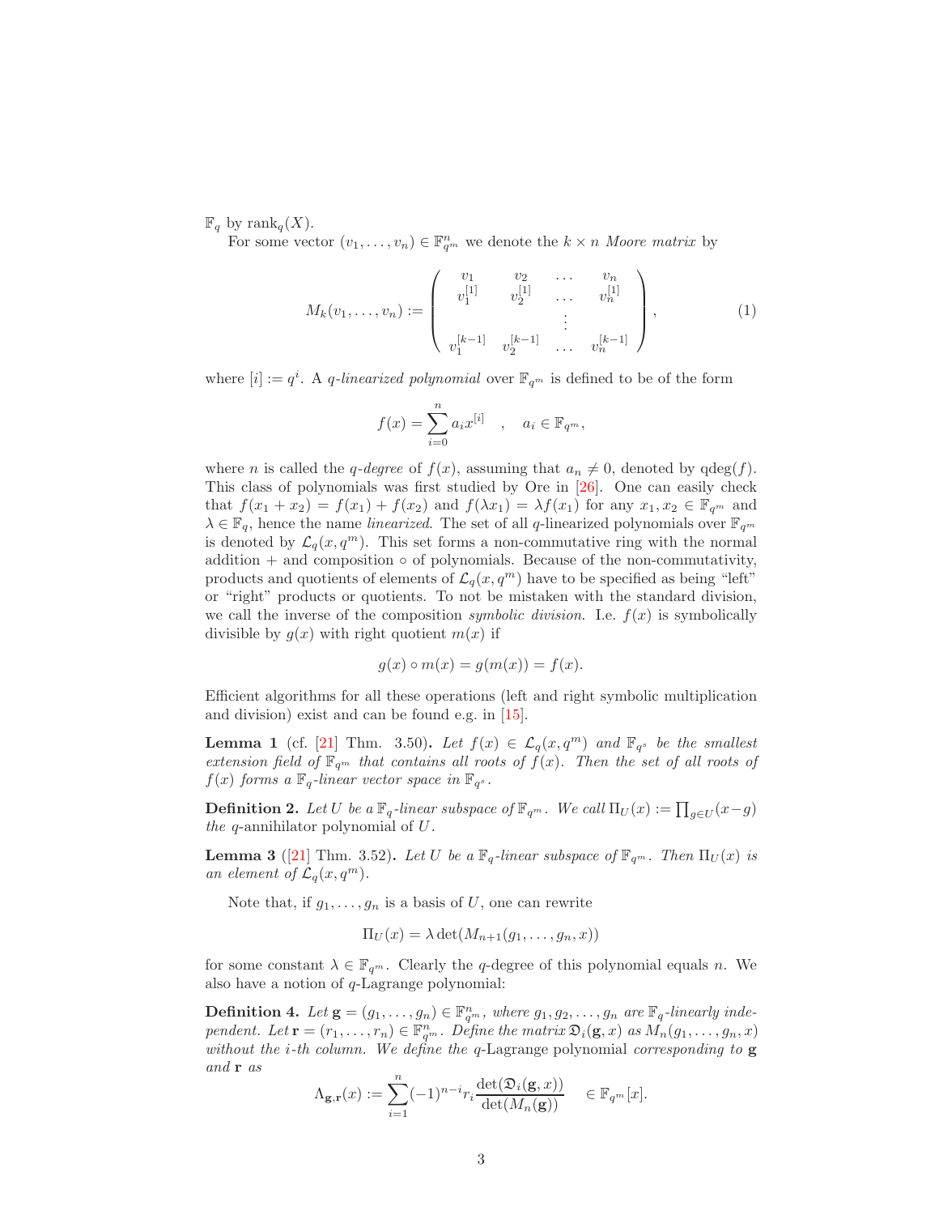$\mathbb{F}_q$ by $\mathrm{rank}_q(X)$.

For some vector $(v_1, \dots, v_n) \in \mathbb{F}_{q^m}^n$ we denote the $k \times n$ *Moore matrix* by

$$M_k(v_1, \dots, v_n) := \begin{pmatrix} v_1 & v_2 & \dots & v_n \\ v_1^{[1]} & v_2^{[1]} & \dots & v_n^{[1]} \\ & & \vdots & \\ v_1^{[k-1]} & v_2^{[k-1]} & \dots & v_n^{[k-1]} \end{pmatrix}, \tag{1}$$

where $[i] := q^i$. A *$q$-linearized polynomial* over $\mathbb{F}_{q^m}$ is defined to be of the form

$$f(x) = \sum_{i=0}^{n} a_i x^{[i]} \quad , \quad a_i \in \mathbb{F}_{q^m},$$

where $n$ is called the *$q$-degree* of $f(x)$, assuming that $a_n \neq 0$, denoted by $\mathrm{qdeg}(f)$. This class of polynomials was first studied by Ore in [26]. One can easily check that $f(x_1 + x_2) = f(x_1) + f(x_2)$ and $f(\lambda x_1) = \lambda f(x_1)$ for any $x_1, x_2 \in \mathbb{F}_{q^m}$ and $\lambda \in \mathbb{F}_q$, hence the name *linearized*. The set of all $q$-linearized polynomials over $\mathbb{F}_{q^m}$ is denoted by $\mathcal{L}_q(x, q^m)$. This set forms a non-commutative ring with the normal addition $+$ and composition $\circ$ of polynomials. Because of the non-commutativity, products and quotients of elements of $\mathcal{L}_q(x, q^m)$ have to be specified as being "left" or "right" products or quotients. To not be mistaken with the standard division, we call the inverse of the composition *symbolic division*. I.e. $f(x)$ is symbolically divisible by $g(x)$ with right quotient $m(x)$ if

$$g(x) \circ m(x) = g(m(x)) = f(x).$$

Efficient algorithms for all these operations (left and right symbolic multiplication and division) exist and can be found e.g. in [15].

**Lemma 1** (cf. [21] Thm. 3.50)**.** *Let $f(x) \in \mathcal{L}_q(x, q^m)$ and $\mathbb{F}_{q^s}$ be the smallest extension field of $\mathbb{F}_{q^m}$ that contains all roots of $f(x)$. Then the set of all roots of $f(x)$ forms a $\mathbb{F}_q$-linear vector space in $\mathbb{F}_{q^s}$.*

**Definition 2.** *Let $U$ be a $\mathbb{F}_q$-linear subspace of $\mathbb{F}_{q^m}$. We call $\Pi_U(x) := \prod_{g \in U}(x - g)$ the $q$-*annihilator polynomial *of $U$.*

**Lemma 3** ([21] Thm. 3.52)**.** *Let $U$ be a $\mathbb{F}_q$-linear subspace of $\mathbb{F}_{q^m}$. Then $\Pi_U(x)$ is an element of $\mathcal{L}_q(x, q^m)$.*

Note that, if $g_1, \dots, g_n$ is a basis of $U$, one can rewrite

$$\Pi_U(x) = \lambda \det(M_{n+1}(g_1, \dots, g_n, x))$$

for some constant $\lambda \in \mathbb{F}_{q^m}$. Clearly the $q$-degree of this polynomial equals $n$. We also have a notion of $q$-Lagrange polynomial:

**Definition 4.** *Let $\mathbf{g} = (g_1, \dots, g_n) \in \mathbb{F}_{q^m}^n$, where $g_1, g_2, \dots, g_n$ are $\mathbb{F}_q$-linearly independent. Let $\mathbf{r} = (r_1, \dots, r_n) \in \mathbb{F}_{q^m}^n$. Define the matrix $\mathfrak{D}_i(\mathbf{g}, x)$ as $M_n(g_1, \dots, g_n, x)$ without the $i$-th column. We define the $q$-*Lagrange polynomial *corresponding to $\mathbf{g}$ and $\mathbf{r}$ as*

$$\Lambda_{\mathbf{g},\mathbf{r}}(x) := \sum_{i=1}^{n} (-1)^{n-i} r_i \frac{\det(\mathfrak{D}_i(\mathbf{g}, x))}{\det(M_n(\mathbf{g}))} \quad \in \mathbb{F}_{q^m}[x].$$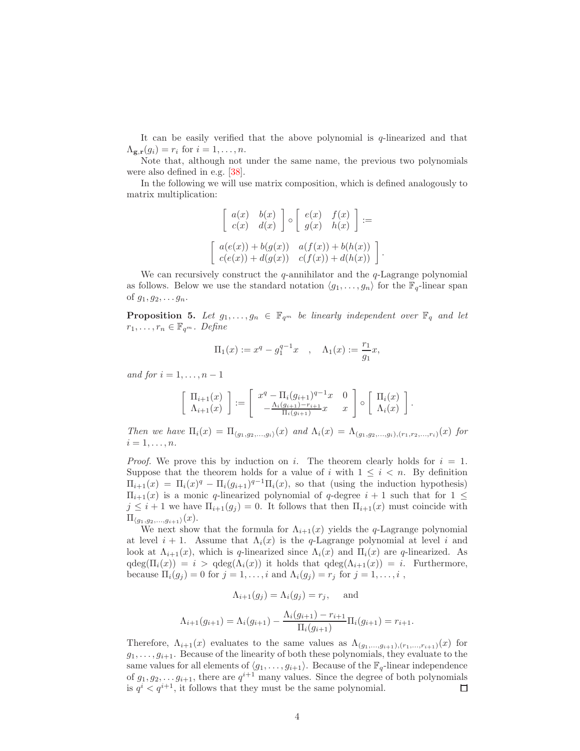It can be easily verified that the above polynomial is $q$-linearized and that $\Lambda_{\mathbf{g},\mathbf{r}}(g_i) = r_i$ for $i = 1, \ldots, n$.

Note that, although not under the same name, the previous two polynomials were also defined in e.g. [38].

In the following we will use matrix composition, which is defined analogously to matrix multiplication:

$$\begin{bmatrix} a(x) & b(x) \\ c(x) & d(x) \end{bmatrix} \circ \begin{bmatrix} e(x) & f(x) \\ g(x) & h(x) \end{bmatrix} :=$$

$$\begin{bmatrix} a(e(x)) + b(g(x)) & a(f(x)) + b(h(x)) \\ c(e(x)) + d(g(x)) & c(f(x)) + d(h(x)) \end{bmatrix}.$$

We can recursively construct the $q$-annihilator and the $q$-Lagrange polynomial as follows. Below we use the standard notation $\langle g_1, \ldots, g_n \rangle$ for the $\mathbb{F}_q$-linear span of $g_1, g_2, \ldots g_n$.

**Proposition 5.** *Let $g_1, \ldots, g_n \in \mathbb{F}_{q^m}$ be linearly independent over $\mathbb{F}_q$ and let $r_1, \ldots, r_n \in \mathbb{F}_{q^m}$. Define*

$$\Pi_1(x) := x^q - g_1^{q-1}x \quad , \quad \Lambda_1(x) := \frac{r_1}{g_1}x,$$

*and for $i = 1, \ldots, n-1$*

$$\begin{bmatrix} \Pi_{i+1}(x) \\ \Lambda_{i+1}(x) \end{bmatrix} := \begin{bmatrix} x^q - \Pi_i(g_{i+1})^{q-1}x & 0 \\ -\frac{\Lambda_i(g_{i+1})-r_{i+1}}{\Pi_i(g_{i+1})}x & x \end{bmatrix} \circ \begin{bmatrix} \Pi_i(x) \\ \Lambda_i(x) \end{bmatrix}.$$

*Then we have $\Pi_i(x) = \Pi_{\langle g_1, g_2, \ldots, g_i \rangle}(x)$ and $\Lambda_i(x) = \Lambda_{(g_1, g_2, \ldots, g_i),(r_1, r_2, \ldots, r_i)}(x)$ for $i = 1, \ldots, n$.*

*Proof.* We prove this by induction on $i$. The theorem clearly holds for $i = 1$. Suppose that the theorem holds for a value of $i$ with $1 \leq i < n$. By definition $\Pi_{i+1}(x) = \Pi_i(x)^q - \Pi_i(g_{i+1})^{q-1}\Pi_i(x)$, so that (using the induction hypothesis) $\Pi_{i+1}(x)$ is a monic $q$-linearized polynomial of $q$-degree $i+1$ such that for $1 \leq j \leq i+1$ we have $\Pi_{i+1}(g_j) = 0$. It follows that then $\Pi_{i+1}(x)$ must coincide with $\Pi_{\langle g_1, g_2, \ldots, g_{i+1} \rangle}(x)$.

We next show that the formula for $\Lambda_{i+1}(x)$ yields the $q$-Lagrange polynomial at level $i+1$. Assume that $\Lambda_i(x)$ is the $q$-Lagrange polynomial at level $i$ and look at $\Lambda_{i+1}(x)$, which is $q$-linearized since $\Lambda_i(x)$ and $\Pi_i(x)$ are $q$-linearized. As $\mathrm{qdeg}(\Pi_i(x)) = i > \mathrm{qdeg}(\Lambda_i(x))$ it holds that $\mathrm{qdeg}(\Lambda_{i+1}(x)) = i$. Furthermore, because $\Pi_i(g_j) = 0$ for $j = 1, \ldots, i$ and $\Lambda_i(g_j) = r_j$ for $j = 1, \ldots, i$ ,

$$\Lambda_{i+1}(g_j) = \Lambda_i(g_j) = r_j, \quad \text{and}$$

$$\Lambda_{i+1}(g_{i+1}) = \Lambda_i(g_{i+1}) - \frac{\Lambda_i(g_{i+1}) - r_{i+1}}{\Pi_i(g_{i+1})}\Pi_i(g_{i+1}) = r_{i+1}.$$

Therefore, $\Lambda_{i+1}(x)$ evaluates to the same values as $\Lambda_{(g_1,\ldots,g_{i+1}),(r_1,\ldots,r_{i+1})}(x)$ for $g_1, \ldots, g_{i+1}$. Because of the linearity of both these polynomials, they evaluate to the same values for all elements of $\langle g_1, \ldots, g_{i+1} \rangle$. Because of the $\mathbb{F}_q$-linear independence of $g_1, g_2, \ldots g_{i+1}$, there are $q^{i+1}$ many values. Since the degree of both polynomials is $q^i < q^{i+1}$, it follows that they must be the same polynomial. $\square$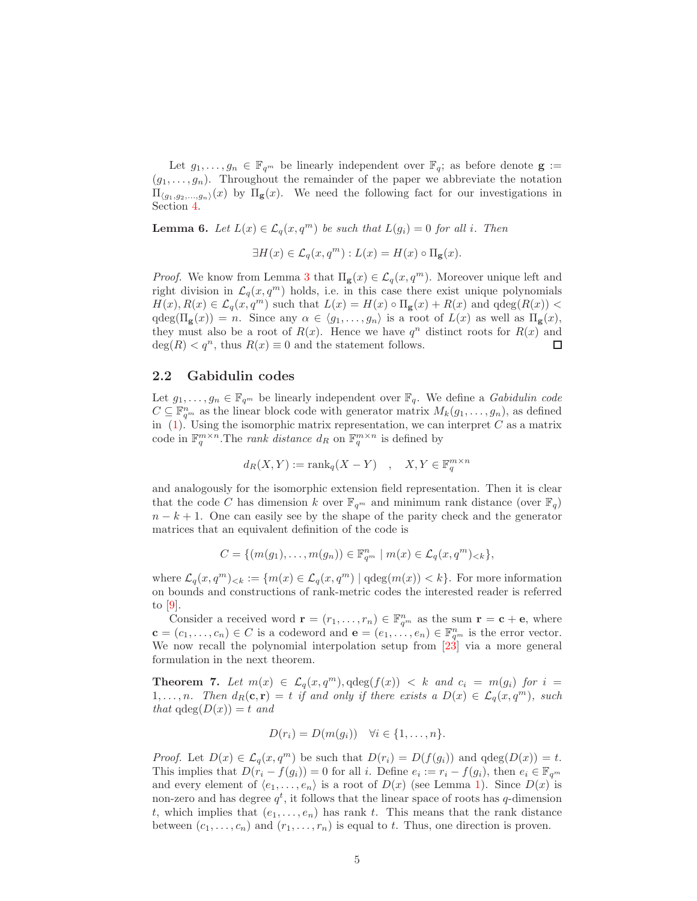Let $g_1, \dots, g_n \in \mathbb{F}_{q^m}$ be linearly independent over $\mathbb{F}_q$; as before denote $\mathbf{g} := (g_1, \dots, g_n)$. Throughout the remainder of the paper we abbreviate the notation $\Pi_{\langle g_1, g_2, \dots, g_n \rangle}(x)$ by $\Pi_{\mathbf{g}}(x)$. We need the following fact for our investigations in Section 4.

**Lemma 6.** *Let $L(x) \in \mathcal{L}_q(x, q^m)$ be such that $L(g_i) = 0$ for all $i$. Then*

$$\exists H(x) \in \mathcal{L}_q(x, q^m) : L(x) = H(x) \circ \Pi_{\mathbf{g}}(x).$$

*Proof.* We know from Lemma 3 that $\Pi_{\mathbf{g}}(x) \in \mathcal{L}_q(x, q^m)$. Moreover unique left and right division in $\mathcal{L}_q(x, q^m)$ holds, i.e. in this case there exist unique polynomials $H(x), R(x) \in \mathcal{L}_q(x, q^m)$ such that $L(x) = H(x) \circ \Pi_{\mathbf{g}}(x) + R(x)$ and $\mathrm{qdeg}(R(x)) < \mathrm{qdeg}(\Pi_{\mathbf{g}}(x)) = n$. Since any $\alpha \in \langle g_1, \dots, g_n \rangle$ is a root of $L(x)$ as well as $\Pi_{\mathbf{g}}(x)$, they must also be a root of $R(x)$. Hence we have $q^n$ distinct roots for $R(x)$ and $\deg(R) < q^n$, thus $R(x) \equiv 0$ and the statement follows. □

## 2.2 Gabidulin codes

Let $g_1, \dots, g_n \in \mathbb{F}_{q^m}$ be linearly independent over $\mathbb{F}_q$. We define a *Gabidulin code* $C \subseteq \mathbb{F}_{q^m}^n$ as the linear block code with generator matrix $M_k(g_1, \dots, g_n)$, as defined in (1). Using the isomorphic matrix representation, we can interpret $C$ as a matrix code in $\mathbb{F}_q^{m \times n}$.The *rank distance* $d_R$ on $\mathbb{F}_q^{m \times n}$ is defined by

$$d_R(X, Y) := \mathrm{rank}_q(X - Y) \quad , \quad X, Y \in \mathbb{F}_q^{m \times n}$$

and analogously for the isomorphic extension field representation. Then it is clear that the code $C$ has dimension $k$ over $\mathbb{F}_{q^m}$ and minimum rank distance (over $\mathbb{F}_q$) $n - k + 1$. One can easily see by the shape of the parity check and the generator matrices that an equivalent definition of the code is

$$C = \{(m(g_1), \dots, m(g_n)) \in \mathbb{F}_{q^m}^n \mid m(x) \in \mathcal{L}_q(x, q^m)_{<k}\},$$

where $\mathcal{L}_q(x, q^m)_{<k} := \{m(x) \in \mathcal{L}_q(x, q^m) \mid \mathrm{qdeg}(m(x)) < k\}$. For more information on bounds and constructions of rank-metric codes the interested reader is referred to [9].

Consider a received word $\mathbf{r} = (r_1, \dots, r_n) \in \mathbb{F}_{q^m}^n$ as the sum $\mathbf{r} = \mathbf{c} + \mathbf{e}$, where $\mathbf{c} = (c_1, \dots, c_n) \in C$ is a codeword and $\mathbf{e} = (e_1, \dots, e_n) \in \mathbb{F}_{q^m}^n$ is the error vector. We now recall the polynomial interpolation setup from [23] via a more general formulation in the next theorem.

**Theorem 7.** *Let $m(x) \in \mathcal{L}_q(x, q^m), \mathrm{qdeg}(f(x)) < k$ and $c_i = m(g_i)$ for $i = 1, \dots, n$. Then $d_R(\mathbf{c}, \mathbf{r}) = t$ if and only if there exists a $D(x) \in \mathcal{L}_q(x, q^m)$, such that $\mathrm{qdeg}(D(x)) = t$ and*

$$D(r_i) = D(m(g_i)) \quad \forall i \in \{1, \dots, n\}.$$

*Proof.* Let $D(x) \in \mathcal{L}_q(x, q^m)$ be such that $D(r_i) = D(f(g_i))$ and $\mathrm{qdeg}(D(x)) = t$. This implies that $D(r_i - f(g_i)) = 0$ for all $i$. Define $e_i := r_i - f(g_i)$, then $e_i \in \mathbb{F}_{q^m}$ and every element of $\langle e_1, \dots, e_n \rangle$ is a root of $D(x)$ (see Lemma 1). Since $D(x)$ is non-zero and has degree $q^t$, it follows that the linear space of roots has $q$-dimension $t$, which implies that $(e_1, \dots, e_n)$ has rank $t$. This means that the rank distance between $(c_1, \dots, c_n)$ and $(r_1, \dots, r_n)$ is equal to $t$. Thus, one direction is proven.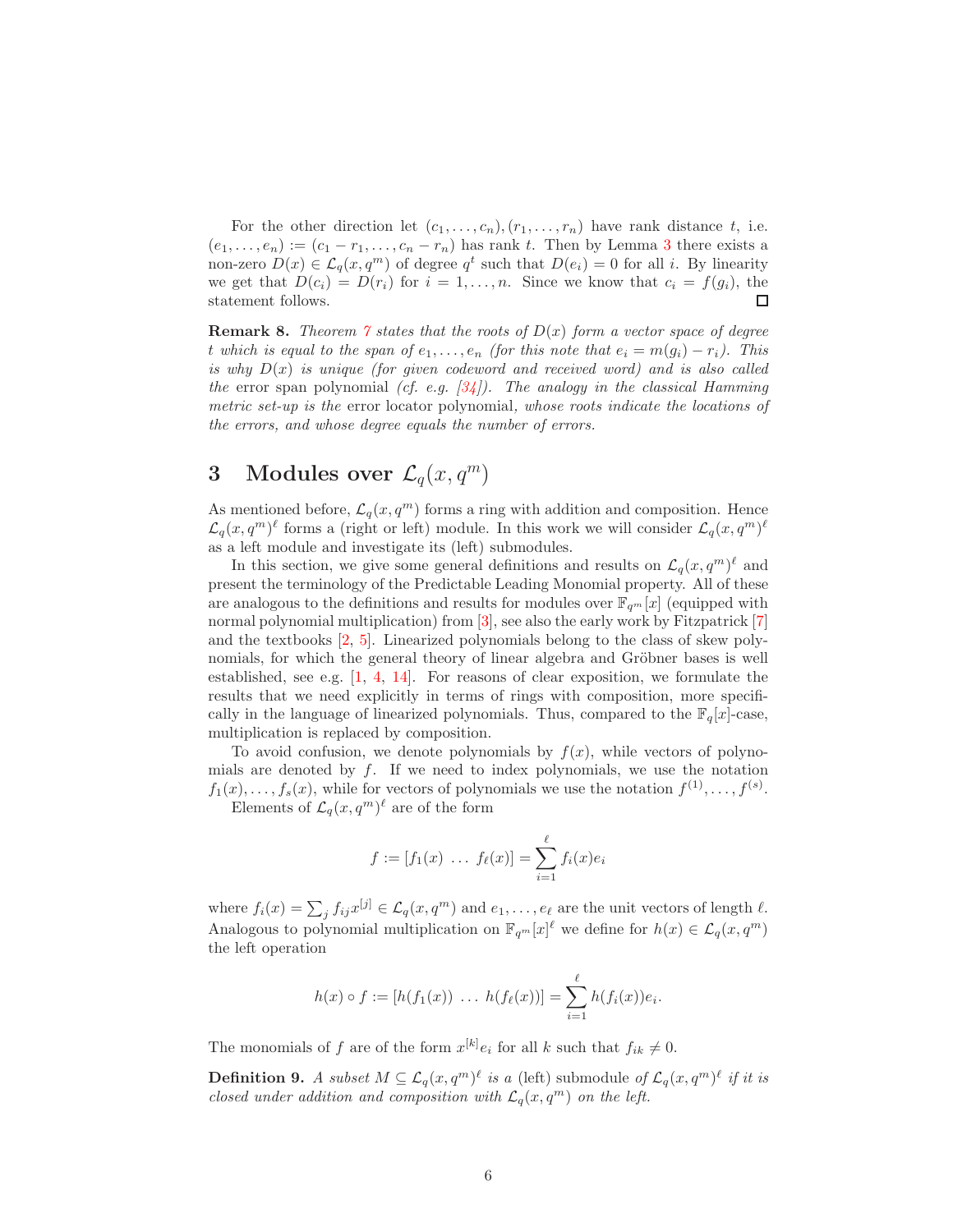For the other direction let $(c_1, \dots, c_n), (r_1, \dots, r_n)$ have rank distance $t$, i.e. $(e_1, \dots, e_n) := (c_1 - r_1, \dots, c_n - r_n)$ has rank $t$. Then by Lemma 3 there exists a non-zero $D(x) \in \mathcal{L}_q(x, q^m)$ of degree $q^t$ such that $D(e_i) = 0$ for all $i$. By linearity we get that $D(c_i) = D(r_i)$ for $i = 1, \dots, n$. Since we know that $c_i = f(g_i)$, the statement follows. □

**Remark 8.** *Theorem 7 states that the roots of $D(x)$ form a vector space of degree $t$ which is equal to the span of $e_1, \dots, e_n$ (for this note that $e_i = m(g_i) - r_i$). This is why $D(x)$ is unique (for given codeword and received word) and is also called the* error span polynomial *(cf. e.g. [34]). The analogy in the classical Hamming metric set-up is the* error locator polynomial, *whose roots indicate the locations of the errors, and whose degree equals the number of errors.*

# 3 Modules over $\mathcal{L}_q(x, q^m)$

As mentioned before, $\mathcal{L}_q(x, q^m)$ forms a ring with addition and composition. Hence $\mathcal{L}_q(x, q^m)^\ell$ forms a (right or left) module. In this work we will consider $\mathcal{L}_q(x, q^m)^\ell$ as a left module and investigate its (left) submodules.

In this section, we give some general definitions and results on $\mathcal{L}_q(x, q^m)^\ell$ and present the terminology of the Predictable Leading Monomial property. All of these are analogous to the definitions and results for modules over $\mathbb{F}_{q^m}[x]$ (equipped with normal polynomial multiplication) from [3], see also the early work by Fitzpatrick [7] and the textbooks [2, 5]. Linearized polynomials belong to the class of skew polynomials, for which the general theory of linear algebra and Gröbner bases is well established, see e.g. [1, 4, 14]. For reasons of clear exposition, we formulate the results that we need explicitly in terms of rings with composition, more specifically in the language of linearized polynomials. Thus, compared to the $\mathbb{F}_q[x]$-case, multiplication is replaced by composition.

To avoid confusion, we denote polynomials by $f(x)$, while vectors of polynomials are denoted by $f$. If we need to index polynomials, we use the notation $f_1(x), \dots, f_s(x)$, while for vectors of polynomials we use the notation $f^{(1)}, \dots, f^{(s)}$.

Elements of $\mathcal{L}_q(x, q^m)^\ell$ are of the form

$$f := [f_1(x) \ \dots \ f_\ell(x)] = \sum_{i=1}^{\ell} f_i(x) e_i$$

where $f_i(x) = \sum_j f_{ij} x^{[j]} \in \mathcal{L}_q(x, q^m)$ and $e_1, \dots, e_\ell$ are the unit vectors of length $\ell$. Analogous to polynomial multiplication on $\mathbb{F}_{q^m}[x]^\ell$ we define for $h(x) \in \mathcal{L}_q(x, q^m)$ the left operation

$$h(x) \circ f := [h(f_1(x)) \ \dots \ h(f_\ell(x))] = \sum_{i=1}^{\ell} h(f_i(x)) e_i.$$

The monomials of $f$ are of the form $x^{[k]} e_i$ for all $k$ such that $f_{ik} \neq 0$.

**Definition 9.** *A subset $M \subseteq \mathcal{L}_q(x, q^m)^\ell$ is a* (left) submodule *of $\mathcal{L}_q(x, q^m)^\ell$ if it is closed under addition and composition with $\mathcal{L}_q(x, q^m)$ on the left.*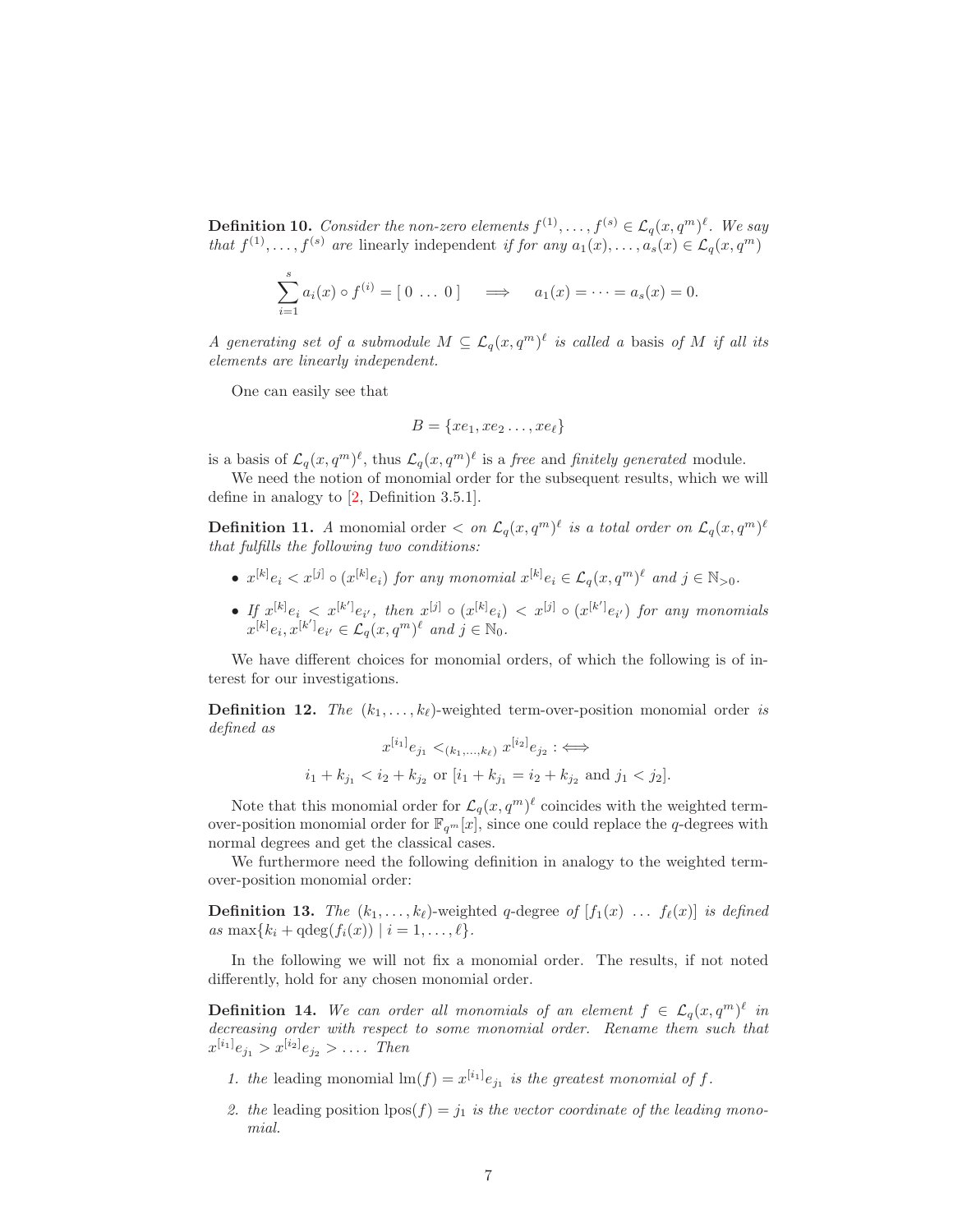**Definition 10.** *Consider the non-zero elements $f^{(1)}, \dots, f^{(s)} \in \mathcal{L}_q(x, q^m)^\ell$. We say that $f^{(1)}, \dots, f^{(s)}$ are* linearly independent *if for any $a_1(x), \dots, a_s(x) \in \mathcal{L}_q(x, q^m)$*

$$\sum_{i=1}^{s} a_i(x) \circ f^{(i)} = [\, 0 \ \dots \ 0 \,] \quad \Longrightarrow \quad a_1(x) = \dots = a_s(x) = 0.$$

*A generating set of a submodule $M \subseteq \mathcal{L}_q(x, q^m)^\ell$ is called a* basis *of $M$ if all its elements are linearly independent.*

One can easily see that

$$B = \{xe_1, xe_2 \dots, xe_\ell\}$$

is a basis of $\mathcal{L}_q(x, q^m)^\ell$, thus $\mathcal{L}_q(x, q^m)^\ell$ is a *free* and *finitely generated* module.

We need the notion of monomial order for the subsequent results, which we will define in analogy to [2, Definition 3.5.1].

**Definition 11.** *A* monomial order $<$ *on $\mathcal{L}_q(x, q^m)^\ell$ is a total order on $\mathcal{L}_q(x, q^m)^\ell$ that fulfills the following two conditions:*

- *$x^{[k]}e_i < x^{[j]} \circ (x^{[k]}e_i)$ for any monomial $x^{[k]}e_i \in \mathcal{L}_q(x, q^m)^\ell$ and $j \in \mathbb{N}_{>0}$.*
- *If $x^{[k]}e_i < x^{[k']}e_{i'}$, then $x^{[j]} \circ (x^{[k]}e_i) < x^{[j]} \circ (x^{[k']}e_{i'})$ for any monomials $x^{[k]}e_i, x^{[k']}e_{i'} \in \mathcal{L}_q(x, q^m)^\ell$ and $j \in \mathbb{N}_0$.*

We have different choices for monomial orders, of which the following is of interest for our investigations.

**Definition 12.** *The* $(k_1, \dots, k_\ell)$-weighted term-over-position monomial order *is defined as*

$$x^{[i_1]}e_{j_1} <_{(k_1,\dots,k_\ell)} x^{[i_2]}e_{j_2} :\Longleftrightarrow$$

$$i_1 + k_{j_1} < i_2 + k_{j_2} \text{ or } [i_1 + k_{j_1} = i_2 + k_{j_2} \text{ and } j_1 < j_2].$$

Note that this monomial order for $\mathcal{L}_q(x, q^m)^\ell$ coincides with the weighted term-over-position monomial order for $\mathbb{F}_{q^m}[x]$, since one could replace the $q$-degrees with normal degrees and get the classical cases.

We furthermore need the following definition in analogy to the weighted term-over-position monomial order:

**Definition 13.** *The* $(k_1, \dots, k_\ell)$-weighted $q$-degree *of $[f_1(x) \ \dots \ f_\ell(x)]$ is defined as $\max\{k_i + \mathrm{qdeg}(f_i(x)) \mid i = 1, \dots, \ell\}$.*

In the following we will not fix a monomial order. The results, if not noted differently, hold for any chosen monomial order.

**Definition 14.** *We can order all monomials of an element $f \in \mathcal{L}_q(x, q^m)^\ell$ in decreasing order with respect to some monomial order. Rename them such that $x^{[i_1]}e_{j_1} > x^{[i_2]}e_{j_2} > \dots$. Then*

1. *the* leading monomial $\mathrm{lm}(f) = x^{[i_1]}e_{j_1}$ *is the greatest monomial of $f$.*
2. *the* leading position $\mathrm{lpos}(f) = j_1$ *is the vector coordinate of the leading monomial.*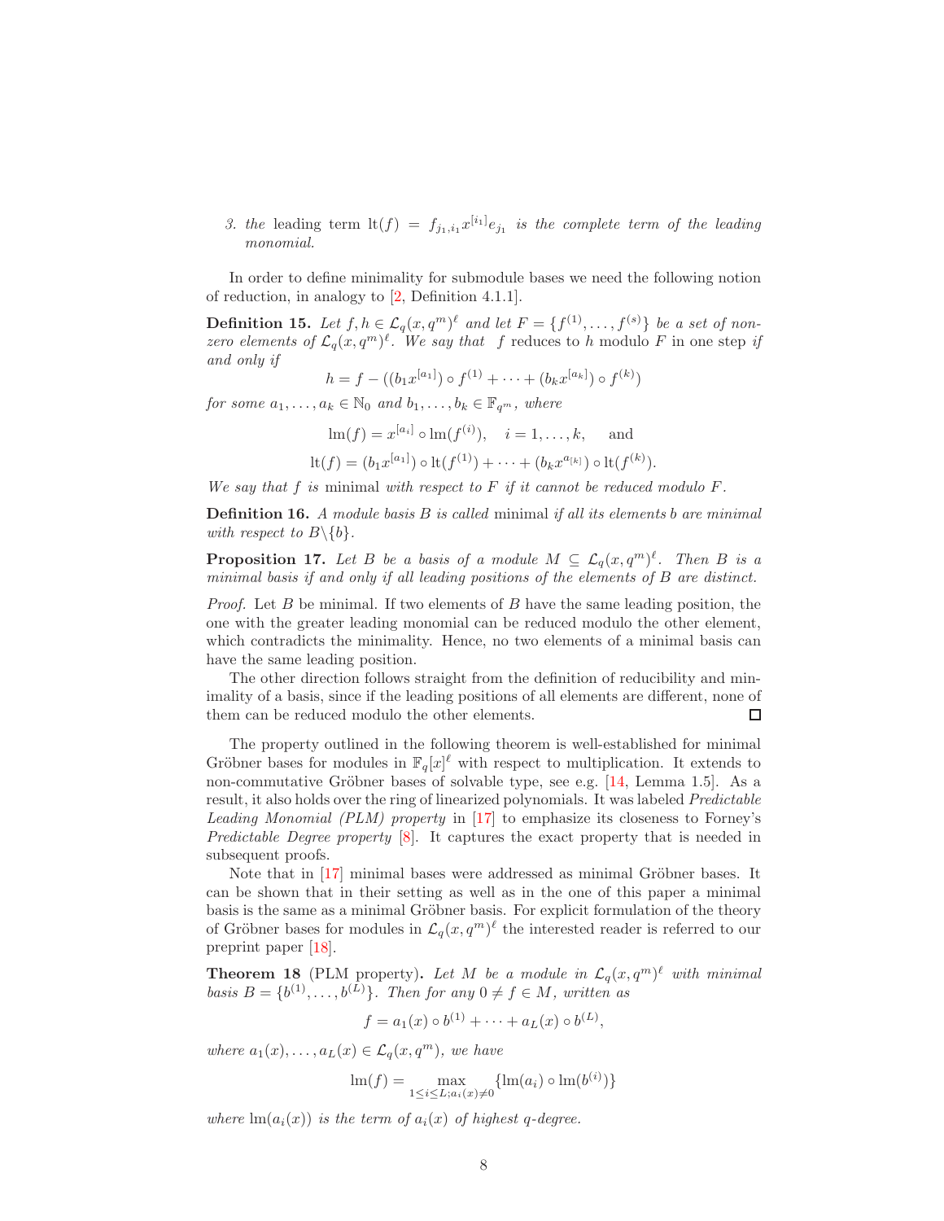3. the leading term $\mathrm{lt}(f) = f_{j_1,i_1} x^{[i_1]} e_{j_1}$ is the complete term of the leading monomial.

In order to define minimality for submodule bases we need the following notion of reduction, in analogy to [2, Definition 4.1.1].

**Definition 15.** *Let $f, h \in \mathcal{L}_q(x, q^m)^\ell$ and let $F = \{f^{(1)}, \dots, f^{(s)}\}$ be a set of non-zero elements of $\mathcal{L}_q(x, q^m)^\ell$. We say that $f$* reduces to $h$ modulo $F$ in one step *if and only if*

$$h = f - ((b_1 x^{[a_1]}) \circ f^{(1)} + \cdots + (b_k x^{[a_k]}) \circ f^{(k)})$$

*for some $a_1, \dots, a_k \in \mathbb{N}_0$ and $b_1, \dots, b_k \in \mathbb{F}_{q^m}$, where*

$$\mathrm{lm}(f) = x^{[a_i]} \circ \mathrm{lm}(f^{(i)}), \quad i = 1, \dots, k, \quad \text{and}$$

$$\mathrm{lt}(f) = (b_1 x^{[a_1]}) \circ \mathrm{lt}(f^{(1)}) + \cdots + (b_k x^{a_{[k]}}) \circ \mathrm{lt}(f^{(k)}).$$

*We say that $f$ is* minimal *with respect to $F$ if it cannot be reduced modulo $F$.*

**Definition 16.** *A module basis $B$ is called* minimal *if all its elements $b$ are minimal with respect to $B \backslash \{b\}$.*

**Proposition 17.** *Let $B$ be a basis of a module $M \subseteq \mathcal{L}_q(x, q^m)^\ell$. Then $B$ is a minimal basis if and only if all leading positions of the elements of $B$ are distinct.*

*Proof.* Let $B$ be minimal. If two elements of $B$ have the same leading position, the one with the greater leading monomial can be reduced modulo the other element, which contradicts the minimality. Hence, no two elements of a minimal basis can have the same leading position.

The other direction follows straight from the definition of reducibility and minimality of a basis, since if the leading positions of all elements are different, none of them can be reduced modulo the other elements. □

The property outlined in the following theorem is well-established for minimal Gröbner bases for modules in $\mathbb{F}_q[x]^\ell$ with respect to multiplication. It extends to non-commutative Gröbner bases of solvable type, see e.g. [14, Lemma 1.5]. As a result, it also holds over the ring of linearized polynomials. It was labeled *Predictable Leading Monomial (PLM) property* in [17] to emphasize its closeness to Forney's *Predictable Degree property* [8]. It captures the exact property that is needed in subsequent proofs.

Note that in [17] minimal bases were addressed as minimal Gröbner bases. It can be shown that in their setting as well as in the one of this paper a minimal basis is the same as a minimal Gröbner basis. For explicit formulation of the theory of Gröbner bases for modules in $\mathcal{L}_q(x, q^m)^\ell$ the interested reader is referred to our preprint paper [18].

**Theorem 18** (PLM property)**.** *Let $M$ be a module in $\mathcal{L}_q(x, q^m)^\ell$ with minimal basis $B = \{b^{(1)}, \dots, b^{(L)}\}$. Then for any $0 \neq f \in M$, written as*

$$f = a_1(x) \circ b^{(1)} + \cdots + a_L(x) \circ b^{(L)},$$

*where $a_1(x), \dots, a_L(x) \in \mathcal{L}_q(x, q^m)$, we have*

$$\mathrm{lm}(f) = \max_{1 \le i \le L; a_i(x) \neq 0} \{\mathrm{lm}(a_i) \circ \mathrm{lm}(b^{(i)})\}$$

*where $\mathrm{lm}(a_i(x))$ is the term of $a_i(x)$ of highest $q$-degree.*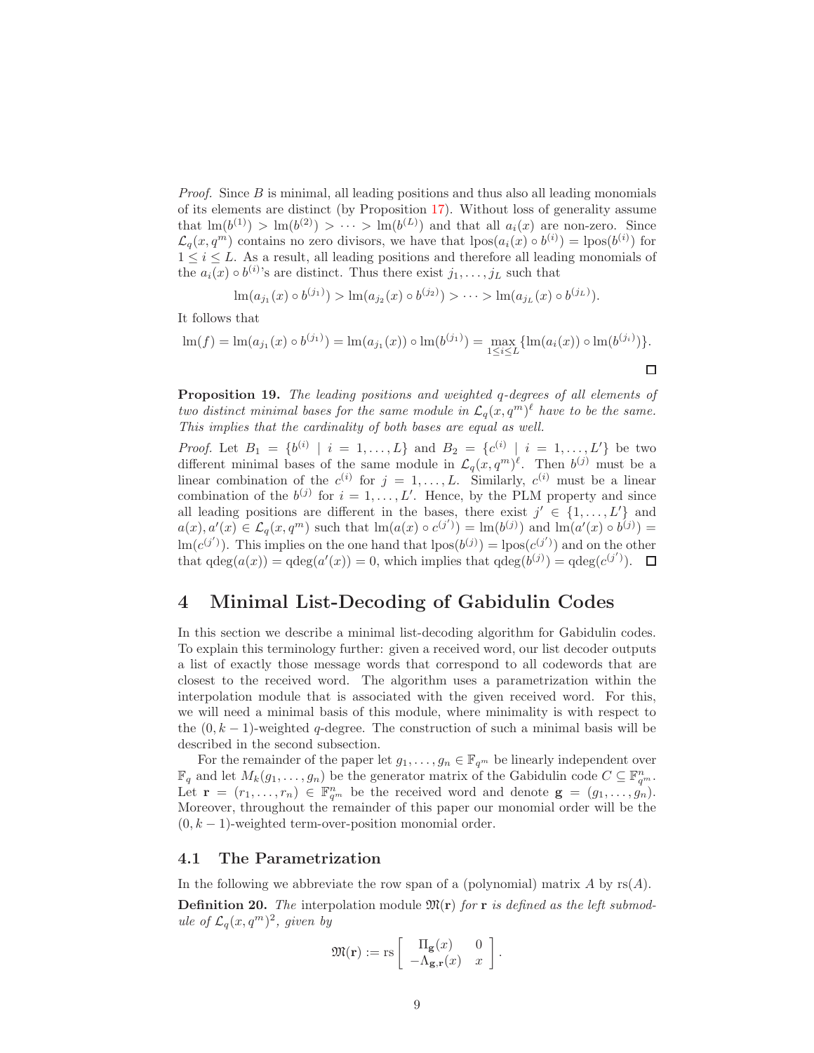*Proof.* Since $B$ is minimal, all leading positions and thus also all leading monomials of its elements are distinct (by Proposition 17). Without loss of generality assume that $\mathrm{lm}(b^{(1)}) > \mathrm{lm}(b^{(2)}) > \cdots > \mathrm{lm}(b^{(L)})$ and that all $a_i(x)$ are non-zero. Since $\mathcal{L}_q(x, q^m)$ contains no zero divisors, we have that $\mathrm{lpos}(a_i(x) \circ b^{(i)}) = \mathrm{lpos}(b^{(i)})$ for $1 \leq i \leq L$. As a result, all leading positions and therefore all leading monomials of the $a_i(x) \circ b^{(i)}$'s are distinct. Thus there exist $j_1, \ldots, j_L$ such that

$$\mathrm{lm}(a_{j_1}(x) \circ b^{(j_1)}) > \mathrm{lm}(a_{j_2}(x) \circ b^{(j_2)}) > \cdots > \mathrm{lm}(a_{j_L}(x) \circ b^{(j_L)}).$$

It follows that

$$\mathrm{lm}(f) = \mathrm{lm}(a_{j_1}(x) \circ b^{(j_1)}) = \mathrm{lm}(a_{j_1}(x)) \circ \mathrm{lm}(b^{(j_1)}) = \max_{1 \leq i \leq L} \{\mathrm{lm}(a_i(x)) \circ \mathrm{lm}(b^{(j_i)})\}.$$

$\square$

**Proposition 19.** *The leading positions and weighted $q$-degrees of all elements of two distinct minimal bases for the same module in $\mathcal{L}_q(x, q^m)^\ell$ have to be the same. This implies that the cardinality of both bases are equal as well.*

*Proof.* Let $B_1 = \{b^{(i)} \mid i = 1, \ldots, L\}$ and $B_2 = \{c^{(i)} \mid i = 1, \ldots, L'\}$ be two different minimal bases of the same module in $\mathcal{L}_q(x, q^m)^\ell$. Then $b^{(j)}$ must be a linear combination of the $c^{(i)}$ for $j = 1, \ldots, L$. Similarly, $c^{(i)}$ must be a linear combination of the $b^{(j)}$ for $i = 1, \ldots, L'$. Hence, by the PLM property and since all leading positions are different in the bases, there exist $j' \in \{1, \ldots, L'\}$ and $a(x), a'(x) \in \mathcal{L}_q(x, q^m)$ such that $\mathrm{lm}(a(x) \circ c^{(j')}) = \mathrm{lm}(b^{(j)})$ and $\mathrm{lm}(a'(x) \circ b^{(j)}) = \mathrm{lm}(c^{(j')})$. This implies on the one hand that $\mathrm{lpos}(b^{(j)}) = \mathrm{lpos}(c^{(j')})$ and on the other that $\mathrm{qdeg}(a(x)) = \mathrm{qdeg}(a'(x)) = 0$, which implies that $\mathrm{qdeg}(b^{(j)}) = \mathrm{qdeg}(c^{(j')})$. $\square$

# 4 Minimal List-Decoding of Gabidulin Codes

In this section we describe a minimal list-decoding algorithm for Gabidulin codes. To explain this terminology further: given a received word, our list decoder outputs a list of exactly those message words that correspond to all codewords that are closest to the received word. The algorithm uses a parametrization within the interpolation module that is associated with the given received word. For this, we will need a minimal basis of this module, where minimality is with respect to the $(0, k-1)$-weighted $q$-degree. The construction of such a minimal basis will be described in the second subsection.

For the remainder of the paper let $g_1, \ldots, g_n \in \mathbb{F}_{q^m}$ be linearly independent over $\mathbb{F}_q$ and let $M_k(g_1, \ldots, g_n)$ be the generator matrix of the Gabidulin code $C \subseteq \mathbb{F}_{q^m}^n$. Let $\mathbf{r} = (r_1, \ldots, r_n) \in \mathbb{F}_{q^m}^n$ be the received word and denote $\mathbf{g} = (g_1, \ldots, g_n)$. Moreover, throughout the remainder of this paper our monomial order will be the $(0, k-1)$-weighted term-over-position monomial order.

## 4.1 The Parametrization

In the following we abbreviate the row span of a (polynomial) matrix $A$ by $\mathrm{rs}(A)$.

**Definition 20.** *The* interpolation module $\mathfrak{M}(\mathbf{r})$ *for $\mathbf{r}$ is defined as the left submodule of $\mathcal{L}_q(x, q^m)^2$, given by*

$$\mathfrak{M}(\mathbf{r}) := \mathrm{rs} \begin{bmatrix} \Pi_{\mathbf{g}}(x) & 0 \\ -\Lambda_{\mathbf{g},\mathbf{r}}(x) & x \end{bmatrix}.$$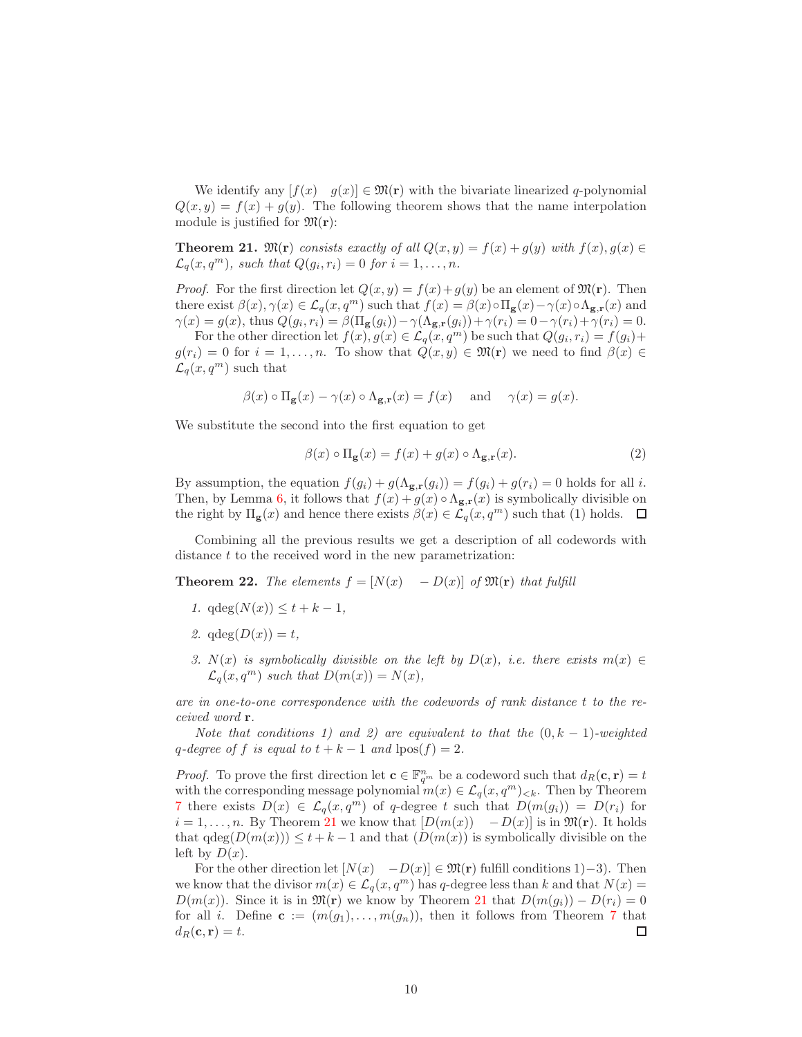We identify any $[f(x) \quad g(x)] \in \mathfrak{M}(\mathbf{r})$ with the bivariate linearized $q$-polynomial $Q(x,y) = f(x) + g(y)$. The following theorem shows that the name interpolation module is justified for $\mathfrak{M}(\mathbf{r})$:

**Theorem 21.** *$\mathfrak{M}(\mathbf{r})$ consists exactly of all $Q(x,y) = f(x) + g(y)$ with $f(x), g(x) \in \mathcal{L}_q(x, q^m)$, such that $Q(g_i, r_i) = 0$ for $i = 1, \dots, n$.*

*Proof.* For the first direction let $Q(x,y) = f(x)+g(y)$ be an element of $\mathfrak{M}(\mathbf{r})$. Then there exist $\beta(x), \gamma(x) \in \mathcal{L}_q(x, q^m)$ such that $f(x) = \beta(x) \circ \Pi_{\mathbf{g}}(x) - \gamma(x) \circ \Lambda_{\mathbf{g},\mathbf{r}}(x)$ and $\gamma(x) = g(x)$, thus $Q(g_i, r_i) = \beta(\Pi_{\mathbf{g}}(g_i)) - \gamma(\Lambda_{\mathbf{g},\mathbf{r}}(g_i)) + \gamma(r_i) = 0 - \gamma(r_i) + \gamma(r_i) = 0$.

For the other direction let $f(x), g(x) \in \mathcal{L}_q(x, q^m)$ be such that $Q(g_i, r_i) = f(g_i) + g(r_i) = 0$ for $i = 1, \dots, n$. To show that $Q(x,y) \in \mathfrak{M}(\mathbf{r})$ we need to find $\beta(x) \in \mathcal{L}_q(x, q^m)$ such that

$$\beta(x) \circ \Pi_{\mathbf{g}}(x) - \gamma(x) \circ \Lambda_{\mathbf{g},\mathbf{r}}(x) = f(x) \quad \text{and} \quad \gamma(x) = g(x).$$

We substitute the second into the first equation to get

$$\beta(x) \circ \Pi_{\mathbf{g}}(x) = f(x) + g(x) \circ \Lambda_{\mathbf{g},\mathbf{r}}(x). \tag{2}$$

By assumption, the equation $f(g_i) + g(\Lambda_{\mathbf{g},\mathbf{r}}(g_i)) = f(g_i) + g(r_i) = 0$ holds for all $i$. Then, by Lemma 6, it follows that $f(x) + g(x) \circ \Lambda_{\mathbf{g},\mathbf{r}}(x)$ is symbolically divisible on the right by $\Pi_{\mathbf{g}}(x)$ and hence there exists $\beta(x) \in \mathcal{L}_q(x, q^m)$ such that (1) holds. □

Combining all the previous results we get a description of all codewords with distance $t$ to the received word in the new parametrization:

**Theorem 22.** *The elements $f = [N(x) \quad -D(x)]$ of $\mathfrak{M}(\mathbf{r})$ that fulfill*

1. *$\mathrm{qdeg}(N(x)) \leq t + k - 1$,*
2. *$\mathrm{qdeg}(D(x)) = t$,*
3. *$N(x)$ is symbolically divisible on the left by $D(x)$, i.e. there exists $m(x) \in \mathcal{L}_q(x, q^m)$ such that $D(m(x)) = N(x)$,*

*are in one-to-one correspondence with the codewords of rank distance $t$ to the received word $\mathbf{r}$.*

*Note that conditions 1) and 2) are equivalent to that the $(0, k-1)$-weighted $q$-degree of $f$ is equal to $t + k - 1$ and $\mathrm{lpos}(f) = 2$.*

*Proof.* To prove the first direction let $\mathbf{c} \in \mathbb{F}_{q^m}^n$ be a codeword such that $d_R(\mathbf{c}, \mathbf{r}) = t$ with the corresponding message polynomial $m(x) \in \mathcal{L}_q(x, q^m)_{<k}$. Then by Theorem 7 there exists $D(x) \in \mathcal{L}_q(x, q^m)$ of $q$-degree $t$ such that $D(m(g_i)) = D(r_i)$ for $i = 1, \dots, n$. By Theorem 21 we know that $[D(m(x)) \quad -D(x)]$ is in $\mathfrak{M}(\mathbf{r})$. It holds that $\mathrm{qdeg}(D(m(x))) \leq t + k - 1$ and that $(D(m(x))$ is symbolically divisible on the left by $D(x)$.

For the other direction let $[N(x) \quad -D(x)] \in \mathfrak{M}(\mathbf{r})$ fulfill conditions 1)−3). Then we know that the divisor $m(x) \in \mathcal{L}_q(x, q^m)$ has $q$-degree less than $k$ and that $N(x) = D(m(x))$. Since it is in $\mathfrak{M}(\mathbf{r})$ we know by Theorem 21 that $D(m(g_i)) - D(r_i) = 0$ for all $i$. Define $\mathbf{c} := (m(g_1), \dots, m(g_n))$, then it follows from Theorem 7 that $d_R(\mathbf{c}, \mathbf{r}) = t$. □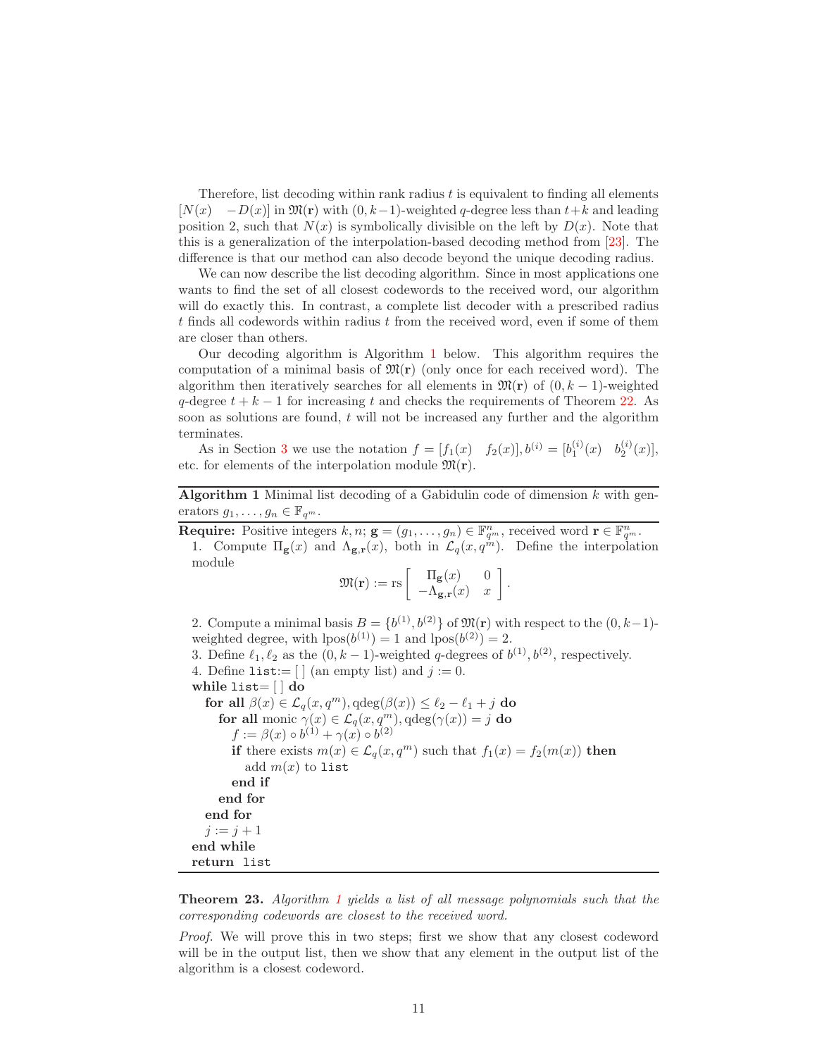Therefore, list decoding within rank radius $t$ is equivalent to finding all elements $[N(x) \quad -D(x)]$ in $\mathfrak{M}(\mathbf{r})$ with $(0, k-1)$-weighted $q$-degree less than $t+k$ and leading position 2, such that $N(x)$ is symbolically divisible on the left by $D(x)$. Note that this is a generalization of the interpolation-based decoding method from [23]. The difference is that our method can also decode beyond the unique decoding radius.

We can now describe the list decoding algorithm. Since in most applications one wants to find the set of all closest codewords to the received word, our algorithm will do exactly this. In contrast, a complete list decoder with a prescribed radius $t$ finds all codewords within radius $t$ from the received word, even if some of them are closer than others.

Our decoding algorithm is Algorithm 1 below. This algorithm requires the computation of a minimal basis of $\mathfrak{M}(\mathbf{r})$ (only once for each received word). The algorithm then iteratively searches for all elements in $\mathfrak{M}(\mathbf{r})$ of $(0, k-1)$-weighted $q$-degree $t+k-1$ for increasing $t$ and checks the requirements of Theorem 22. As soon as solutions are found, $t$ will not be increased any further and the algorithm terminates.

As in Section 3 we use the notation $f = [f_1(x) \quad f_2(x)], b^{(i)} = [b_1^{(i)}(x) \quad b_2^{(i)}(x)]$, etc. for elements of the interpolation module $\mathfrak{M}(\mathbf{r})$.

---

**Algorithm 1** Minimal list decoding of a Gabidulin code of dimension $k$ with generators $g_1, \ldots, g_n \in \mathbb{F}_{q^m}$.

---

**Require:** Positive integers $k, n$; $\mathbf{g} = (g_1, \ldots, g_n) \in \mathbb{F}_{q^m}^n$, received word $\mathbf{r} \in \mathbb{F}_{q^m}^n$.

1. Compute $\Pi_{\mathbf{g}}(x)$ and $\Lambda_{\mathbf{g},\mathbf{r}}(x)$, both in $\mathcal{L}_q(x, q^m)$. Define the interpolation module

$$\mathfrak{M}(\mathbf{r}) := \mathrm{rs} \begin{bmatrix} \Pi_{\mathbf{g}}(x) & 0 \\ -\Lambda_{\mathbf{g},\mathbf{r}}(x) & x \end{bmatrix}.$$

2. Compute a minimal basis $B = \{b^{(1)}, b^{(2)}\}$ of $\mathfrak{M}(\mathbf{r})$ with respect to the $(0, k-1)$-weighted degree, with $\mathrm{lpos}(b^{(1)}) = 1$ and $\mathrm{lpos}(b^{(2)}) = 2$.
3. Define $\ell_1, \ell_2$ as the $(0, k-1)$-weighted $q$-degrees of $b^{(1)}, b^{(2)}$, respectively.
4. Define `list`:= [ ] (an empty list) and $j := 0$.

**while** `list`= [ ] **do**
  **for all** $\beta(x) \in \mathcal{L}_q(x, q^m), \mathrm{qdeg}(\beta(x)) \leq \ell_2 - \ell_1 + j$ **do**
    **for all** monic $\gamma(x) \in \mathcal{L}_q(x, q^m), \mathrm{qdeg}(\gamma(x)) = j$ **do**
      $f := \beta(x) \circ b^{(1)} + \gamma(x) \circ b^{(2)}$
      **if** there exists $m(x) \in \mathcal{L}_q(x, q^m)$ such that $f_1(x) = f_2(m(x))$ **then**
        add $m(x)$ to `list`
      **end if**
    **end for**
  **end for**
  $j := j + 1$
**end while**
**return** `list`

---

**Theorem 23.** *Algorithm 1 yields a list of all message polynomials such that the corresponding codewords are closest to the received word.*

*Proof.* We will prove this in two steps; first we show that any closest codeword will be in the output list, then we show that any element in the output list of the algorithm is a closest codeword.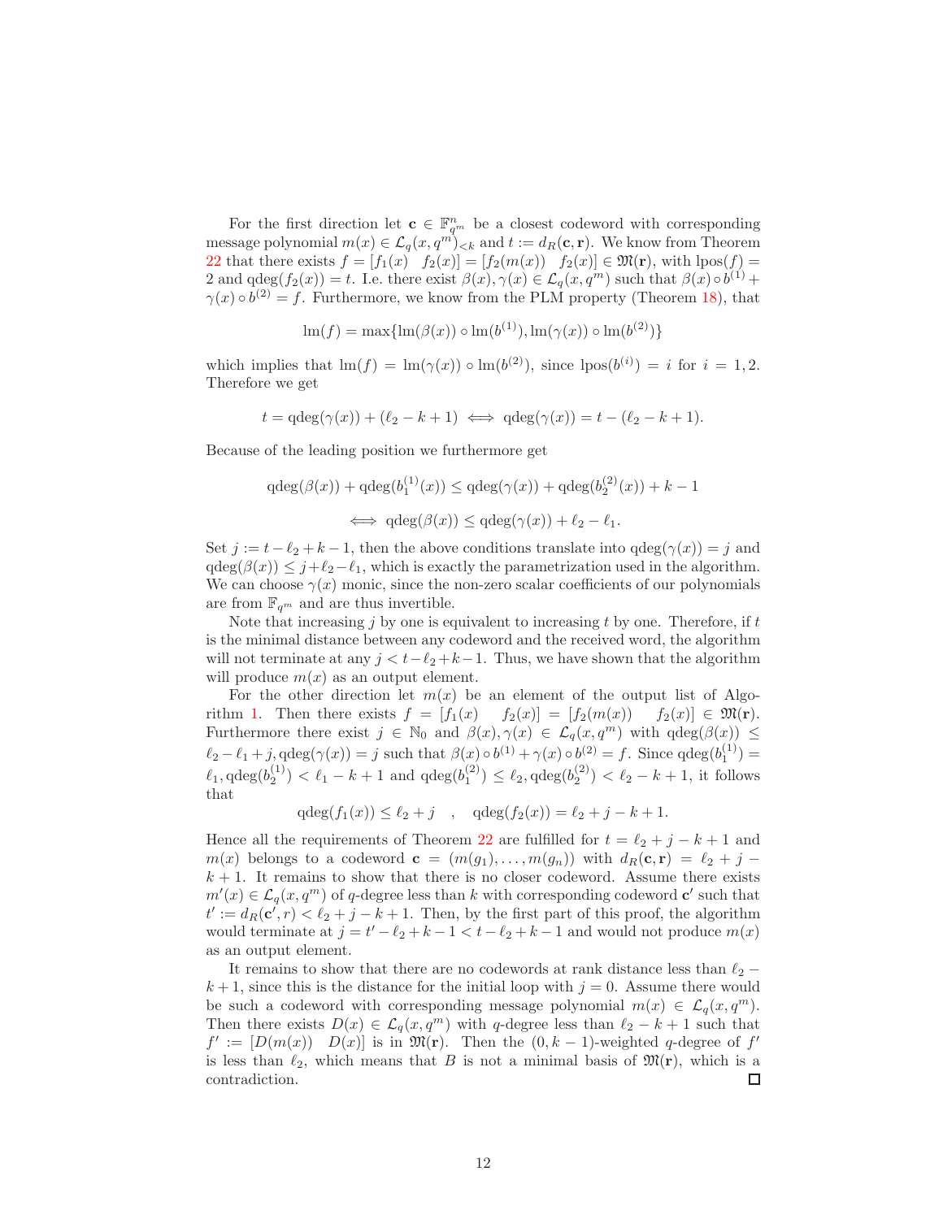For the first direction let $\mathbf{c} \in \mathbb{F}_{q^m}^n$ be a closest codeword with corresponding message polynomial $m(x) \in \mathcal{L}_q(x, q^m)_{<k}$ and $t := d_R(\mathbf{c}, \mathbf{r})$. We know from Theorem 22 that there exists $f = [f_1(x) \quad f_2(x)] = [f_2(m(x)) \quad f_2(x)] \in \mathfrak{M}(\mathbf{r})$, with $\mathrm{lpos}(f) = 2$ and $\mathrm{qdeg}(f_2(x)) = t$. I.e. there exist $\beta(x), \gamma(x) \in \mathcal{L}_q(x, q^m)$ such that $\beta(x) \circ b^{(1)} + \gamma(x) \circ b^{(2)} = f$. Furthermore, we know from the PLM property (Theorem 18), that

$$\mathrm{lm}(f) = \max\{\mathrm{lm}(\beta(x)) \circ \mathrm{lm}(b^{(1)}), \mathrm{lm}(\gamma(x)) \circ \mathrm{lm}(b^{(2)})\}$$

which implies that $\mathrm{lm}(f) = \mathrm{lm}(\gamma(x)) \circ \mathrm{lm}(b^{(2)})$, since $\mathrm{lpos}(b^{(i)}) = i$ for $i = 1, 2$. Therefore we get

$$t = \mathrm{qdeg}(\gamma(x)) + (\ell_2 - k + 1) \iff \mathrm{qdeg}(\gamma(x)) = t - (\ell_2 - k + 1).$$

Because of the leading position we furthermore get

$$\mathrm{qdeg}(\beta(x)) + \mathrm{qdeg}(b_1^{(1)}(x)) \leq \mathrm{qdeg}(\gamma(x)) + \mathrm{qdeg}(b_2^{(2)}(x)) + k - 1$$

$$\iff \mathrm{qdeg}(\beta(x)) \leq \mathrm{qdeg}(\gamma(x)) + \ell_2 - \ell_1.$$

Set $j := t - \ell_2 + k - 1$, then the above conditions translate into $\mathrm{qdeg}(\gamma(x)) = j$ and $\mathrm{qdeg}(\beta(x)) \leq j + \ell_2 - \ell_1$, which is exactly the parametrization used in the algorithm. We can choose $\gamma(x)$ monic, since the non-zero scalar coefficients of our polynomials are from $\mathbb{F}_{q^m}$ and are thus invertible.

Note that increasing $j$ by one is equivalent to increasing $t$ by one. Therefore, if $t$ is the minimal distance between any codeword and the received word, the algorithm will not terminate at any $j < t - \ell_2 + k - 1$. Thus, we have shown that the algorithm will produce $m(x)$ as an output element.

For the other direction let $m(x)$ be an element of the output list of Algorithm 1. Then there exists $f = [f_1(x) \quad f_2(x)] = [f_2(m(x)) \quad f_2(x)] \in \mathfrak{M}(\mathbf{r})$. Furthermore there exist $j \in \mathbb{N}_0$ and $\beta(x), \gamma(x) \in \mathcal{L}_q(x, q^m)$ with $\mathrm{qdeg}(\beta(x)) \leq \ell_2 - \ell_1 + j, \mathrm{qdeg}(\gamma(x)) = j$ such that $\beta(x) \circ b^{(1)} + \gamma(x) \circ b^{(2)} = f$. Since $\mathrm{qdeg}(b_1^{(1)}) = \ell_1, \mathrm{qdeg}(b_2^{(1)}) < \ell_1 - k + 1$ and $\mathrm{qdeg}(b_1^{(2)}) \leq \ell_2, \mathrm{qdeg}(b_2^{(2)}) < \ell_2 - k + 1$, it follows that

$$\mathrm{qdeg}(f_1(x)) \leq \ell_2 + j \quad , \quad \mathrm{qdeg}(f_2(x)) = \ell_2 + j - k + 1.$$

Hence all the requirements of Theorem 22 are fulfilled for $t = \ell_2 + j - k + 1$ and $m(x)$ belongs to a codeword $\mathbf{c} = (m(g_1), \ldots, m(g_n))$ with $d_R(\mathbf{c}, \mathbf{r}) = \ell_2 + j - k + 1$. It remains to show that there is no closer codeword. Assume there exists $m'(x) \in \mathcal{L}_q(x, q^m)$ of $q$-degree less than $k$ with corresponding codeword $\mathbf{c}'$ such that $t' := d_R(\mathbf{c}', r) < \ell_2 + j - k + 1$. Then, by the first part of this proof, the algorithm would terminate at $j = t' - \ell_2 + k - 1 < t - \ell_2 + k - 1$ and would not produce $m(x)$ as an output element.

It remains to show that there are no codewords at rank distance less than $\ell_2 - k + 1$, since this is the distance for the initial loop with $j = 0$. Assume there would be such a codeword with corresponding message polynomial $m(x) \in \mathcal{L}_q(x, q^m)$. Then there exists $D(x) \in \mathcal{L}_q(x, q^m)$ with $q$-degree less than $\ell_2 - k + 1$ such that $f' := [D(m(x)) \quad D(x)]$ is in $\mathfrak{M}(\mathbf{r})$. Then the $(0, k-1)$-weighted $q$-degree of $f'$ is less than $\ell_2$, which means that $B$ is not a minimal basis of $\mathfrak{M}(\mathbf{r})$, which is a contradiction. □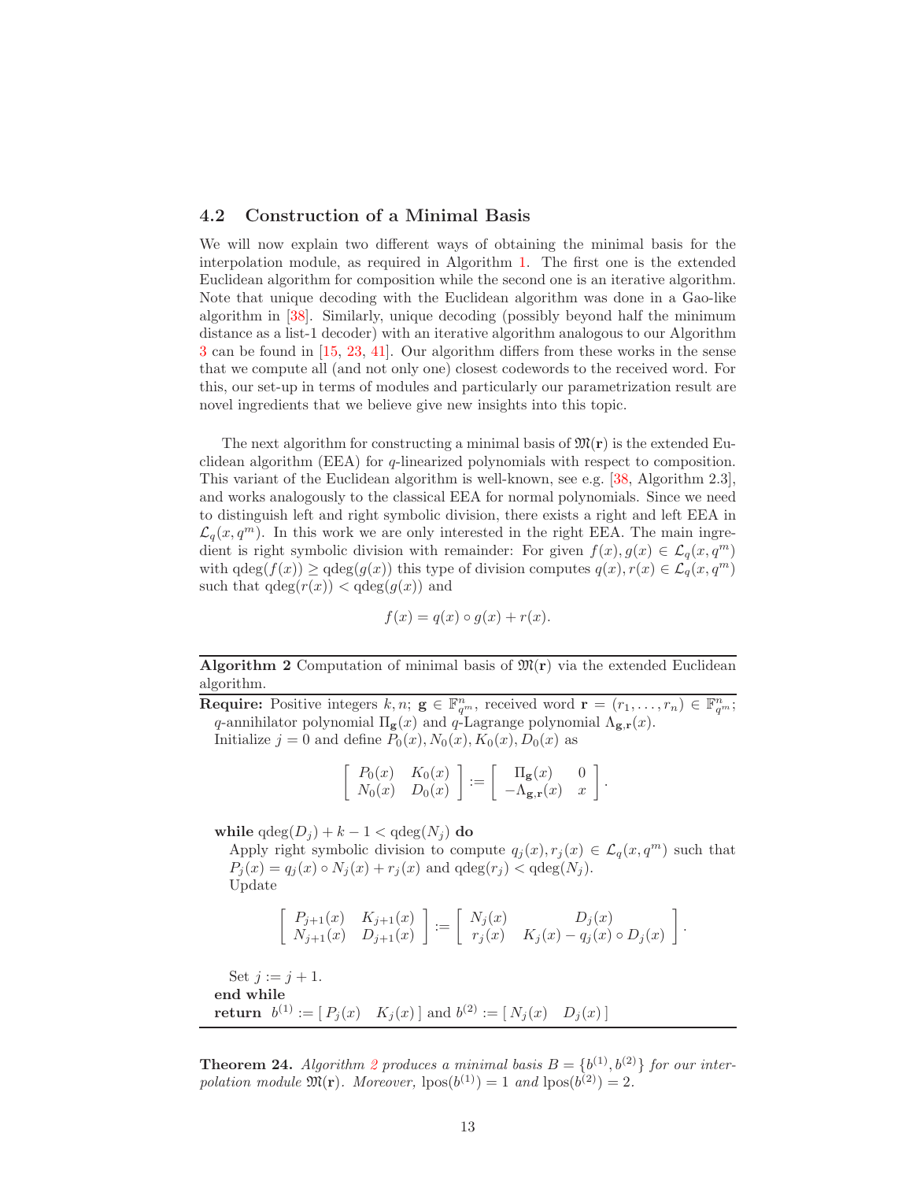## 4.2 Construction of a Minimal Basis

We will now explain two different ways of obtaining the minimal basis for the interpolation module, as required in Algorithm 1. The first one is the extended Euclidean algorithm for composition while the second one is an iterative algorithm. Note that unique decoding with the Euclidean algorithm was done in a Gao-like algorithm in [38]. Similarly, unique decoding (possibly beyond half the minimum distance as a list-1 decoder) with an iterative algorithm analogous to our Algorithm 3 can be found in [15, 23, 41]. Our algorithm differs from these works in the sense that we compute all (and not only one) closest codewords to the received word. For this, our set-up in terms of modules and particularly our parametrization result are novel ingredients that we believe give new insights into this topic.

The next algorithm for constructing a minimal basis of $\mathfrak{M}(\mathbf{r})$ is the extended Euclidean algorithm (EEA) for $q$-linearized polynomials with respect to composition. This variant of the Euclidean algorithm is well-known, see e.g. [38, Algorithm 2.3], and works analogously to the classical EEA for normal polynomials. Since we need to distinguish left and right symbolic division, there exists a right and left EEA in $\mathcal{L}_q(x, q^m)$. In this work we are only interested in the right EEA. The main ingredient is right symbolic division with remainder: For given $f(x), g(x) \in \mathcal{L}_q(x, q^m)$ with $\mathrm{qdeg}(f(x)) \geq \mathrm{qdeg}(g(x))$ this type of division computes $q(x), r(x) \in \mathcal{L}_q(x, q^m)$ such that $\mathrm{qdeg}(r(x)) < \mathrm{qdeg}(g(x))$ and

$$f(x) = q(x) \circ g(x) + r(x).$$

---

**Algorithm 2** Computation of minimal basis of $\mathfrak{M}(\mathbf{r})$ via the extended Euclidean algorithm.

**Require:** Positive integers $k, n$; $\mathbf{g} \in \mathbb{F}_{q^m}^n$, received word $\mathbf{r} = (r_1, \ldots, r_n) \in \mathbb{F}_{q^m}^n$; $q$-annihilator polynomial $\Pi_{\mathbf{g}}(x)$ and $q$-Lagrange polynomial $\Lambda_{\mathbf{g},\mathbf{r}}(x)$.
Initialize $j = 0$ and define $P_0(x), N_0(x), K_0(x), D_0(x)$ as

$$\begin{bmatrix} P_0(x) & K_0(x) \\ N_0(x) & D_0(x) \end{bmatrix} := \begin{bmatrix} \Pi_{\mathbf{g}}(x) & 0 \\ -\Lambda_{\mathbf{g},\mathbf{r}}(x) & x \end{bmatrix}.$$

**while** $\mathrm{qdeg}(D_j) + k - 1 < \mathrm{qdeg}(N_j)$ **do**
  Apply right symbolic division to compute $q_j(x), r_j(x) \in \mathcal{L}_q(x, q^m)$ such that $P_j(x) = q_j(x) \circ N_j(x) + r_j(x)$ and $\mathrm{qdeg}(r_j) < \mathrm{qdeg}(N_j)$.
  Update

$$\begin{bmatrix} P_{j+1}(x) & K_{j+1}(x) \\ N_{j+1}(x) & D_{j+1}(x) \end{bmatrix} := \begin{bmatrix} N_j(x) & D_j(x) \\ r_j(x) & K_j(x) - q_j(x) \circ D_j(x) \end{bmatrix}.$$

  Set $j := j + 1$.
**end while**
**return** $b^{(1)} := [\, P_j(x) \quad K_j(x) \,]$ and $b^{(2)} := [\, N_j(x) \quad D_j(x) \,]$

---

**Theorem 24.** *Algorithm 2 produces a minimal basis $B = \{b^{(1)}, b^{(2)}\}$ for our interpolation module $\mathfrak{M}(\mathbf{r})$. Moreover, $\mathrm{lpos}(b^{(1)}) = 1$ and $\mathrm{lpos}(b^{(2)}) = 2$.*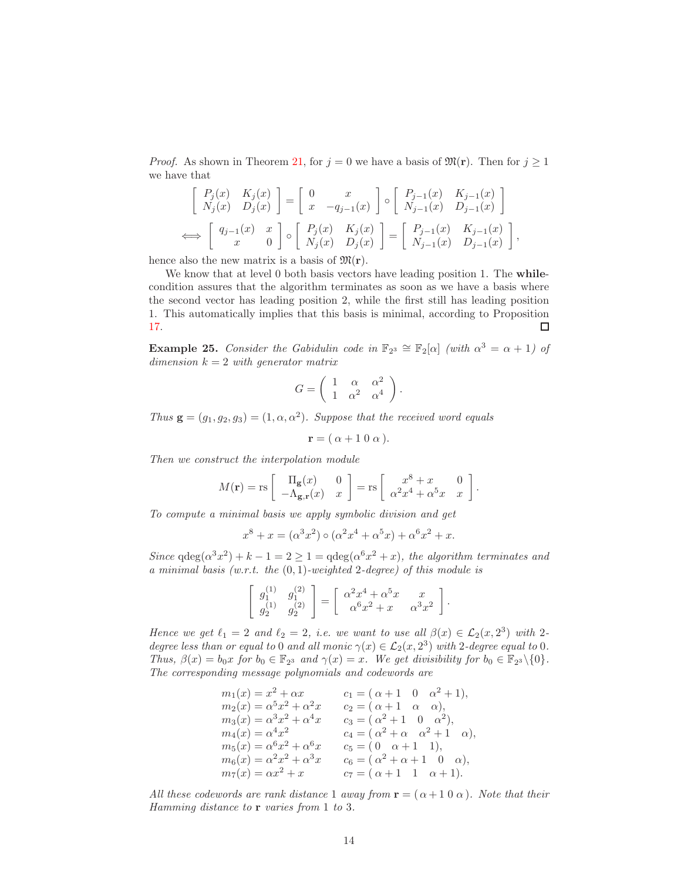*Proof.* As shown in Theorem 21, for $j = 0$ we have a basis of $\mathfrak{M}(\mathbf{r})$. Then for $j \geq 1$ we have that

$$\begin{bmatrix} P_j(x) & K_j(x) \\ N_j(x) & D_j(x) \end{bmatrix} = \begin{bmatrix} 0 & x \\ x & -q_{j-1}(x) \end{bmatrix} \circ \begin{bmatrix} P_{j-1}(x) & K_{j-1}(x) \\ N_{j-1}(x) & D_{j-1}(x) \end{bmatrix}$$

$$\iff \begin{bmatrix} q_{j-1}(x) & x \\ x & 0 \end{bmatrix} \circ \begin{bmatrix} P_j(x) & K_j(x) \\ N_j(x) & D_j(x) \end{bmatrix} = \begin{bmatrix} P_{j-1}(x) & K_{j-1}(x) \\ N_{j-1}(x) & D_{j-1}(x) \end{bmatrix},$$

hence also the new matrix is a basis of $\mathfrak{M}(\mathbf{r})$.

We know that at level 0 both basis vectors have leading position 1. The **while**-condition assures that the algorithm terminates as soon as we have a basis where the second vector has leading position 2, while the first still has leading position 1. This automatically implies that this basis is minimal, according to Proposition 17. ◻

**Example 25.** *Consider the Gabidulin code in $\mathbb{F}_{2^3} \cong \mathbb{F}_2[\alpha]$ (with $\alpha^3 = \alpha + 1$) of dimension $k = 2$ with generator matrix*

$$G = \begin{pmatrix} 1 & \alpha & \alpha^2 \\ 1 & \alpha^2 & \alpha^4 \end{pmatrix}.$$

*Thus $\mathbf{g} = (g_1, g_2, g_3) = (1, \alpha, \alpha^2)$. Suppose that the received word equals*

$$\mathbf{r} = (\, \alpha + 1 \; 0 \; \alpha \,).$$

*Then we construct the interpolation module*

$$M(\mathbf{r}) = \mathrm{rs} \begin{bmatrix} \Pi_{\mathbf{g}}(x) & 0 \\ -\Lambda_{\mathbf{g},\mathbf{r}}(x) & x \end{bmatrix} = \mathrm{rs} \begin{bmatrix} x^8 + x & 0 \\ \alpha^2 x^4 + \alpha^5 x & x \end{bmatrix}.$$

*To compute a minimal basis we apply symbolic division and get*

$$x^8 + x = (\alpha^3 x^2) \circ (\alpha^2 x^4 + \alpha^5 x) + \alpha^6 x^2 + x.$$

*Since $\mathrm{qdeg}(\alpha^3 x^2) + k - 1 = 2 \geq 1 = \mathrm{qdeg}(\alpha^6 x^2 + x)$, the algorithm terminates and a minimal basis (w.r.t. the $(0,1)$-weighted 2-degree) of this module is*

$$\begin{bmatrix} g_1^{(1)} & g_1^{(2)} \\ g_2^{(1)} & g_2^{(2)} \end{bmatrix} = \begin{bmatrix} \alpha^2 x^4 + \alpha^5 x & x \\ \alpha^6 x^2 + x & \alpha^3 x^2 \end{bmatrix}.$$

*Hence we get $\ell_1 = 2$ and $\ell_2 = 2$, i.e. we want to use all $\beta(x) \in \mathcal{L}_2(x, 2^3)$ with 2-degree less than or equal to 0 and all monic $\gamma(x) \in \mathcal{L}_2(x, 2^3)$ with 2-degree equal to 0. Thus, $\beta(x) = b_0 x$ for $b_0 \in \mathbb{F}_{2^3}$ and $\gamma(x) = x$. We get divisibility for $b_0 \in \mathbb{F}_{2^3} \backslash \{0\}$. The corresponding message polynomials and codewords are*

$$\begin{array}{ll}
m_1(x) = x^2 + \alpha x & c_1 = (\, \alpha + 1 \quad 0 \quad \alpha^2 + 1),\\
m_2(x) = \alpha^5 x^2 + \alpha^2 x & c_2 = (\, \alpha + 1 \quad \alpha \quad \alpha),\\
m_3(x) = \alpha^3 x^2 + \alpha^4 x & c_3 = (\, \alpha^2 + 1 \quad 0 \quad \alpha^2),\\
m_4(x) = \alpha^4 x^2 & c_4 = (\, \alpha^2 + \alpha \quad \alpha^2 + 1 \quad \alpha),\\
m_5(x) = \alpha^6 x^2 + \alpha^6 x & c_5 = (\, 0 \quad \alpha + 1 \quad 1),\\
m_6(x) = \alpha^2 x^2 + \alpha^3 x & c_6 = (\, \alpha^2 + \alpha + 1 \quad 0 \quad \alpha),\\
m_7(x) = \alpha x^2 + x & c_7 = (\, \alpha + 1 \quad 1 \quad \alpha + 1).
\end{array}$$

*All these codewords are rank distance 1 away from $\mathbf{r} = (\, \alpha + 1 \; 0 \; \alpha \,)$. Note that their Hamming distance to $\mathbf{r}$ varies from 1 to 3.*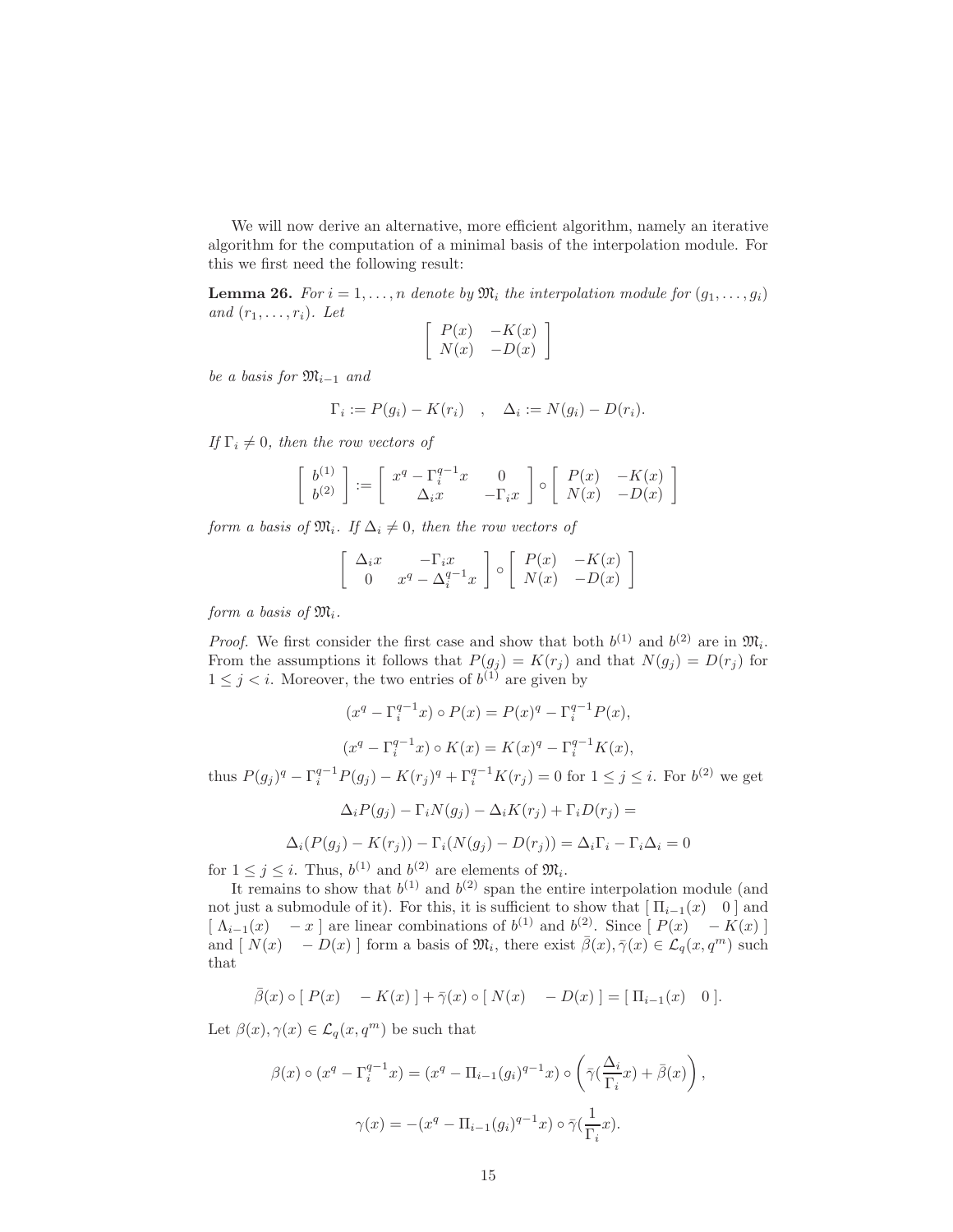We will now derive an alternative, more efficient algorithm, namely an iterative algorithm for the computation of a minimal basis of the interpolation module. For this we first need the following result:

**Lemma 26.** *For $i = 1, \dots, n$ denote by $\mathfrak{M}_i$ the interpolation module for $(g_1, \dots, g_i)$ and $(r_1, \dots, r_i)$. Let*

$$\begin{bmatrix} P(x) & -K(x) \\ N(x) & -D(x) \end{bmatrix}$$

*be a basis for $\mathfrak{M}_{i-1}$ and*

$$\Gamma_i := P(g_i) - K(r_i) \quad , \quad \Delta_i := N(g_i) - D(r_i).$$

*If $\Gamma_i \neq 0$, then the row vectors of*

$$\begin{bmatrix} b^{(1)} \\ b^{(2)} \end{bmatrix} := \begin{bmatrix} x^q - \Gamma_i^{q-1} x & 0 \\ \Delta_i x & -\Gamma_i x \end{bmatrix} \circ \begin{bmatrix} P(x) & -K(x) \\ N(x) & -D(x) \end{bmatrix}$$

*form a basis of $\mathfrak{M}_i$. If $\Delta_i \neq 0$, then the row vectors of*

$$\begin{bmatrix} \Delta_i x & -\Gamma_i x \\ 0 & x^q - \Delta_i^{q-1} x \end{bmatrix} \circ \begin{bmatrix} P(x) & -K(x) \\ N(x) & -D(x) \end{bmatrix}$$

*form a basis of $\mathfrak{M}_i$.*

*Proof.* We first consider the first case and show that both $b^{(1)}$ and $b^{(2)}$ are in $\mathfrak{M}_i$. From the assumptions it follows that $P(g_j) = K(r_j)$ and that $N(g_j) = D(r_j)$ for $1 \leq j < i$. Moreover, the two entries of $b^{(1)}$ are given by

$$(x^q - \Gamma_i^{q-1} x) \circ P(x) = P(x)^q - \Gamma_i^{q-1} P(x),$$

$$(x^q - \Gamma_i^{q-1} x) \circ K(x) = K(x)^q - \Gamma_i^{q-1} K(x),$$

thus $P(g_j)^q - \Gamma_i^{q-1} P(g_j) - K(r_j)^q + \Gamma_i^{q-1} K(r_j) = 0$ for $1 \leq j \leq i$. For $b^{(2)}$ we get

$$\Delta_i P(g_j) - \Gamma_i N(g_j) - \Delta_i K(r_j) + \Gamma_i D(r_j) =$$

$$\Delta_i (P(g_j) - K(r_j)) - \Gamma_i (N(g_j) - D(r_j)) = \Delta_i \Gamma_i - \Gamma_i \Delta_i = 0$$

for $1 \leq j \leq i$. Thus, $b^{(1)}$ and $b^{(2)}$ are elements of $\mathfrak{M}_i$.

It remains to show that $b^{(1)}$ and $b^{(2)}$ span the entire interpolation module (and not just a submodule of it). For this, it is sufficient to show that $[\, \Pi_{i-1}(x) \quad 0 \,]$ and $[\, \Lambda_{i-1}(x) \quad -x \,]$ are linear combinations of $b^{(1)}$ and $b^{(2)}$. Since $[\, P(x) \quad -K(x) \,]$ and $[\, N(x) \quad -D(x) \,]$ form a basis of $\mathfrak{M}_i$, there exist $\bar{\beta}(x), \bar{\gamma}(x) \in \mathcal{L}_q(x, q^m)$ such that

$$\bar{\beta}(x) \circ [\, P(x) \quad -K(x) \,] + \bar{\gamma}(x) \circ [\, N(x) \quad -D(x) \,] = [\, \Pi_{i-1}(x) \quad 0 \,].$$

Let $\beta(x), \gamma(x) \in \mathcal{L}_q(x, q^m)$ be such that

$$\beta(x) \circ (x^q - \Gamma_i^{q-1} x) = (x^q - \Pi_{i-1}(g_i)^{q-1} x) \circ \left( \bar{\gamma}(\frac{\Delta_i}{\Gamma_i} x) + \bar{\beta}(x) \right),$$

$$\gamma(x) = -(x^q - \Pi_{i-1}(g_i)^{q-1} x) \circ \bar{\gamma}(\frac{1}{\Gamma_i} x).$$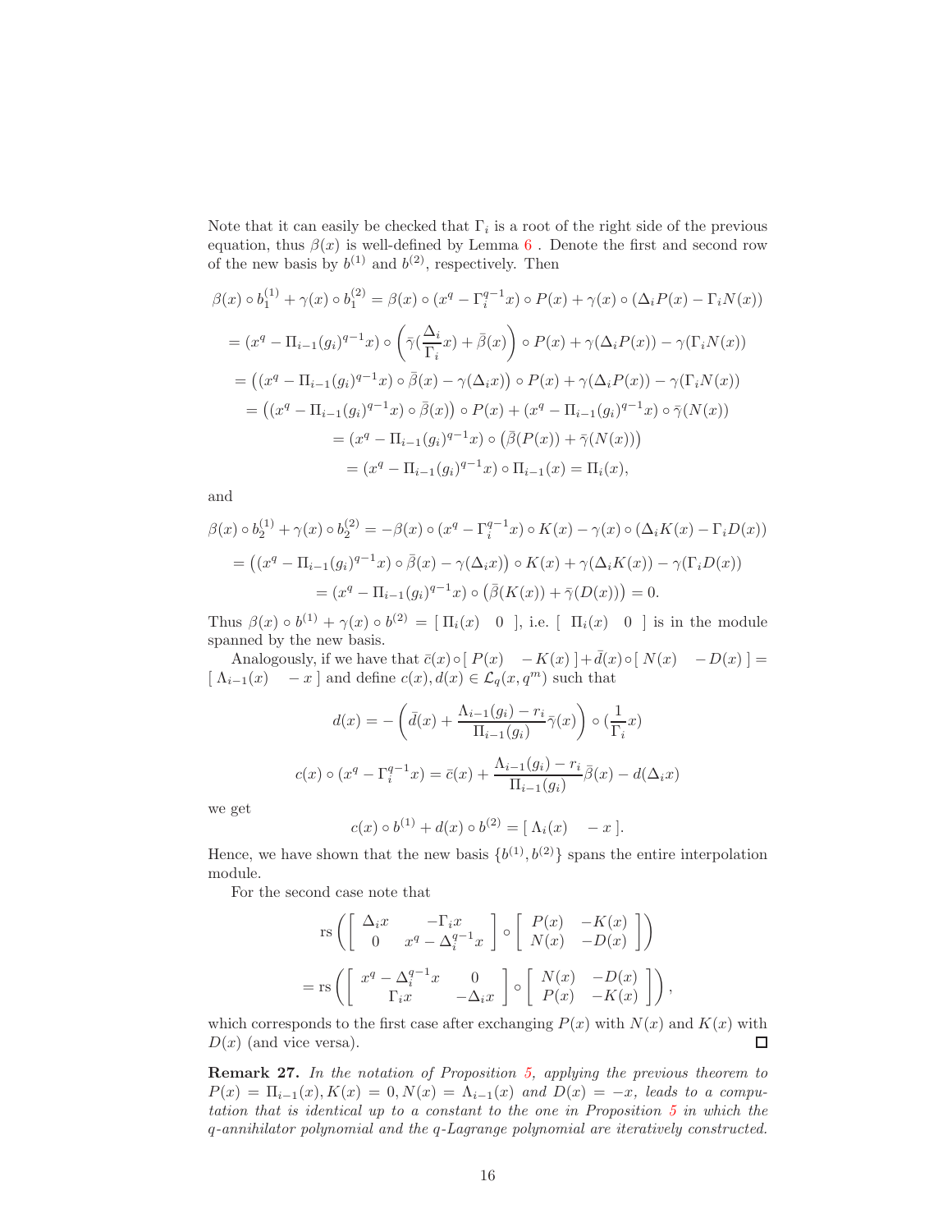Note that it can easily be checked that $\Gamma_i$ is a root of the right side of the previous equation, thus $\beta(x)$ is well-defined by Lemma 6 . Denote the first and second row of the new basis by $b^{(1)}$ and $b^{(2)}$, respectively. Then

$$
\begin{aligned}
\beta(x) \circ b_1^{(1)} + \gamma(x) \circ b_1^{(2)} &= \beta(x) \circ (x^q - \Gamma_i^{q-1} x) \circ P(x) + \gamma(x) \circ (\Delta_i P(x) - \Gamma_i N(x)) \\
&= (x^q - \Pi_{i-1}(g_i)^{q-1} x) \circ \left( \bar{\gamma}(\frac{\Delta_i}{\Gamma_i} x) + \bar{\beta}(x) \right) \circ P(x) + \gamma(\Delta_i P(x)) - \gamma(\Gamma_i N(x)) \\
&= \left( (x^q - \Pi_{i-1}(g_i)^{q-1} x) \circ \bar{\beta}(x) - \gamma(\Delta_i x) \right) \circ P(x) + \gamma(\Delta_i P(x)) - \gamma(\Gamma_i N(x)) \\
&= \left( (x^q - \Pi_{i-1}(g_i)^{q-1} x) \circ \bar{\beta}(x) \right) \circ P(x) + (x^q - \Pi_{i-1}(g_i)^{q-1} x) \circ \bar{\gamma}(N(x)) \\
&= (x^q - \Pi_{i-1}(g_i)^{q-1} x) \circ \left( \bar{\beta}(P(x)) + \bar{\gamma}(N(x)) \right) \\
&= (x^q - \Pi_{i-1}(g_i)^{q-1} x) \circ \Pi_{i-1}(x) = \Pi_i(x),
\end{aligned}
$$

and

$$
\begin{aligned}
\beta(x) \circ b_2^{(1)} + \gamma(x) \circ b_2^{(2)} &= -\beta(x) \circ (x^q - \Gamma_i^{q-1} x) \circ K(x) - \gamma(x) \circ (\Delta_i K(x) - \Gamma_i D(x)) \\
&= \left( (x^q - \Pi_{i-1}(g_i)^{q-1} x) \circ \bar{\beta}(x) - \gamma(\Delta_i x) \right) \circ K(x) + \gamma(\Delta_i K(x)) - \gamma(\Gamma_i D(x)) \\
&= (x^q - \Pi_{i-1}(g_i)^{q-1} x) \circ \left( \bar{\beta}(K(x)) + \bar{\gamma}(D(x)) \right) = 0.
\end{aligned}
$$

Thus $\beta(x) \circ b^{(1)} + \gamma(x) \circ b^{(2)} = [\, \Pi_i(x) \quad 0 \,]$, i.e. $[\, \Pi_i(x) \quad 0 \,]$ is in the module spanned by the new basis.

Analogously, if we have that $\bar{c}(x) \circ [\, P(x) \quad -K(x) \,] + \bar{d}(x) \circ [\, N(x) \quad -D(x) \,] = [\, \Lambda_{i-1}(x) \quad -x \,]$ and define $c(x), d(x) \in \mathcal{L}_q(x, q^m)$ such that

$$
d(x) = -\left( \bar{d}(x) + \frac{\Lambda_{i-1}(g_i) - r_i}{\Pi_{i-1}(g_i)} \bar{\gamma}(x) \right) \circ (\frac{1}{\Gamma_i} x)
$$

$$
c(x) \circ (x^q - \Gamma_i^{q-1} x) = \bar{c}(x) + \frac{\Lambda_{i-1}(g_i) - r_i}{\Pi_{i-1}(g_i)} \bar{\beta}(x) - d(\Delta_i x)
$$

we get

$$
c(x) \circ b^{(1)} + d(x) \circ b^{(2)} = [\, \Lambda_i(x) \quad -x \,].
$$

Hence, we have shown that the new basis $\{b^{(1)}, b^{(2)}\}$ spans the entire interpolation module.

For the second case note that

$$
\begin{aligned}
&\operatorname{rs}\left( \begin{bmatrix} \Delta_i x & -\Gamma_i x \\ 0 & x^q - \Delta_i^{q-1} x \end{bmatrix} \circ \begin{bmatrix} P(x) & -K(x) \\ N(x) & -D(x) \end{bmatrix} \right) \\
= &\operatorname{rs}\left( \begin{bmatrix} x^q - \Delta_i^{q-1} x & 0 \\ \Gamma_i x & -\Delta_i x \end{bmatrix} \circ \begin{bmatrix} N(x) & -D(x) \\ P(x) & -K(x) \end{bmatrix} \right),
\end{aligned}
$$

which corresponds to the first case after exchanging $P(x)$ with $N(x)$ and $K(x)$ with $D(x)$ (and vice versa). $\square$

**Remark 27.** *In the notation of Proposition 5, applying the previous theorem to $P(x) = \Pi_{i-1}(x), K(x) = 0, N(x) = \Lambda_{i-1}(x)$ and $D(x) = -x$, leads to a computation that is identical up to a constant to the one in Proposition 5 in which the q-annihilator polynomial and the q-Lagrange polynomial are iteratively constructed.*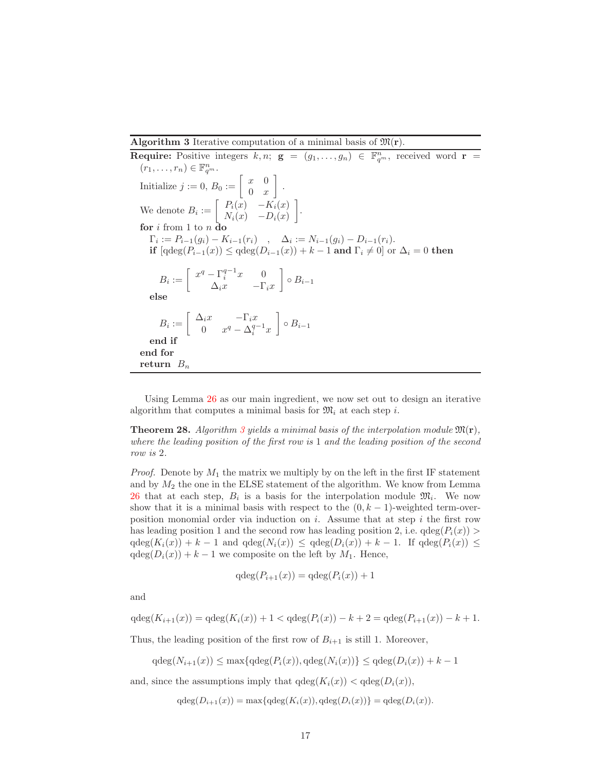**Algorithm 3** Iterative computation of a minimal basis of $\mathfrak{M}(\mathbf{r})$.

---

**Require:** Positive integers $k, n$; $\mathbf{g} = (g_1, \ldots, g_n) \in \mathbb{F}_{q^m}^n$, received word $\mathbf{r} = (r_1, \ldots, r_n) \in \mathbb{F}_{q^m}^n$.

Initialize $j := 0$, $B_0 := \begin{bmatrix} x & 0 \\ 0 & x \end{bmatrix}$.

We denote $B_i := \begin{bmatrix} P_i(x) & -K_i(x) \\ N_i(x) & -D_i(x) \end{bmatrix}$.

**for** $i$ from 1 to $n$ **do**

  $\Gamma_i := P_{i-1}(g_i) - K_{i-1}(r_i) \quad , \quad \Delta_i := N_{i-1}(g_i) - D_{i-1}(r_i)$.

  **if** [$\mathrm{qdeg}(P_{i-1}(x)) \leq \mathrm{qdeg}(D_{i-1}(x)) + k - 1$ **and** $\Gamma_i \neq 0$] or $\Delta_i = 0$ **then**

$$B_i := \begin{bmatrix} x^q - \Gamma_i^{q-1}x & 0 \\ \Delta_i x & -\Gamma_i x \end{bmatrix} \circ B_{i-1}$$

  **else**

$$B_i := \begin{bmatrix} \Delta_i x & -\Gamma_i x \\ 0 & x^q - \Delta_i^{q-1}x \end{bmatrix} \circ B_{i-1}$$

  **end if**

**end for**

**return** $B_n$

---

Using Lemma 26 as our main ingredient, we now set out to design an iterative algorithm that computes a minimal basis for $\mathfrak{M}_i$ at each step $i$.

**Theorem 28.** *Algorithm 3 yields a minimal basis of the interpolation module $\mathfrak{M}(\mathbf{r})$, where the leading position of the first row is 1 and the leading position of the second row is 2.*

*Proof.* Denote by $M_1$ the matrix we multiply by on the left in the first IF statement and by $M_2$ the one in the ELSE statement of the algorithm. We know from Lemma 26 that at each step, $B_i$ is a basis for the interpolation module $\mathfrak{M}_i$. We now show that it is a minimal basis with respect to the $(0, k-1)$-weighted term-over-position monomial order via induction on $i$. Assume that at step $i$ the first row has leading position 1 and the second row has leading position 2, i.e. $\mathrm{qdeg}(P_i(x)) > \mathrm{qdeg}(K_i(x)) + k - 1$ and $\mathrm{qdeg}(N_i(x)) \leq \mathrm{qdeg}(D_i(x)) + k - 1$. If $\mathrm{qdeg}(P_i(x)) \leq \mathrm{qdeg}(D_i(x)) + k - 1$ we composite on the left by $M_1$. Hence,

$$\mathrm{qdeg}(P_{i+1}(x)) = \mathrm{qdeg}(P_i(x)) + 1$$

and

$$\mathrm{qdeg}(K_{i+1}(x)) = \mathrm{qdeg}(K_i(x)) + 1 < \mathrm{qdeg}(P_i(x)) - k + 2 = \mathrm{qdeg}(P_{i+1}(x)) - k + 1.$$

Thus, the leading position of the first row of $B_{i+1}$ is still 1. Moreover,

$$\mathrm{qdeg}(N_{i+1}(x)) \leq \max\{\mathrm{qdeg}(P_i(x)), \mathrm{qdeg}(N_i(x))\} \leq \mathrm{qdeg}(D_i(x)) + k - 1$$

and, since the assumptions imply that $\mathrm{qdeg}(K_i(x)) < \mathrm{qdeg}(D_i(x))$,

$$\mathrm{qdeg}(D_{i+1}(x)) = \max\{\mathrm{qdeg}(K_i(x)), \mathrm{qdeg}(D_i(x))\} = \mathrm{qdeg}(D_i(x)).$$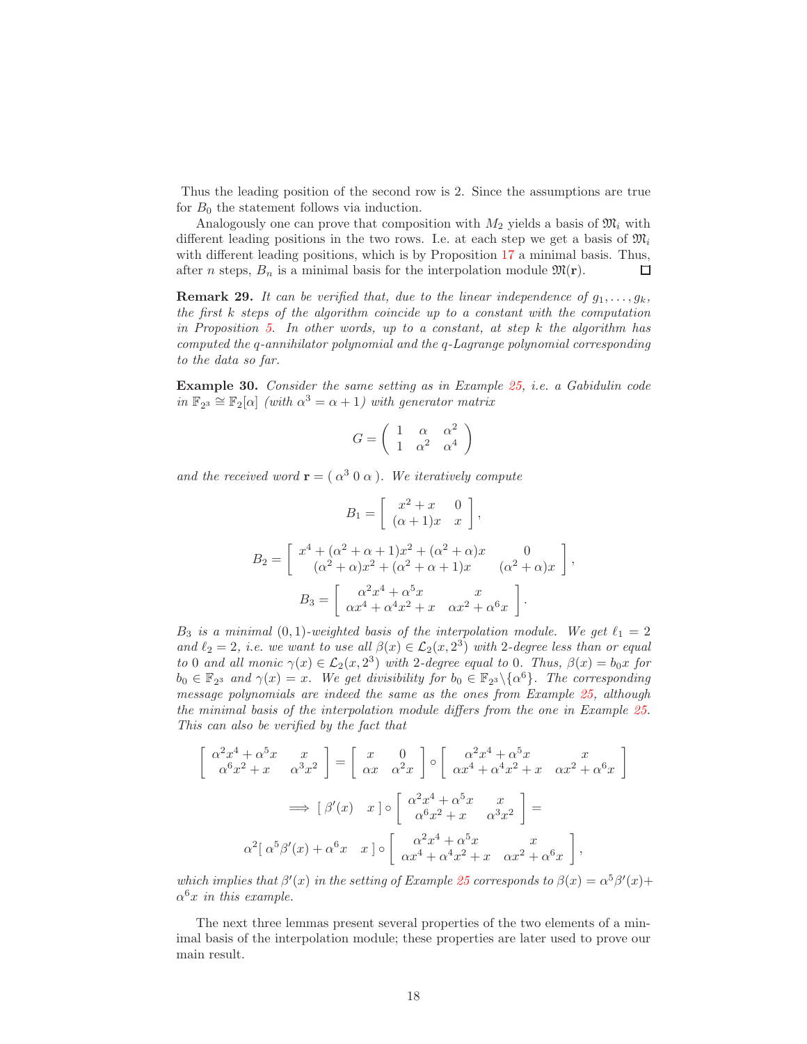Thus the leading position of the second row is 2. Since the assumptions are true for $B_0$ the statement follows via induction.

Analogously one can prove that composition with $M_2$ yields a basis of $\mathfrak{M}_i$ with different leading positions in the two rows. I.e. at each step we get a basis of $\mathfrak{M}_i$ with different leading positions, which is by Proposition 17 a minimal basis. Thus, after $n$ steps, $B_n$ is a minimal basis for the interpolation module $\mathfrak{M}(\mathbf{r})$. $\square$

**Remark 29.** *It can be verified that, due to the linear independence of $g_1, \dots, g_k$, the first $k$ steps of the algorithm coincide up to a constant with the computation in Proposition 5. In other words, up to a constant, at step $k$ the algorithm has computed the $q$-annihilator polynomial and the $q$-Lagrange polynomial corresponding to the data so far.*

**Example 30.** *Consider the same setting as in Example 25, i.e. a Gabidulin code in $\mathbb{F}_{2^3} \cong \mathbb{F}_2[\alpha]$ (with $\alpha^3 = \alpha + 1$) with generator matrix*

$$G = \begin{pmatrix} 1 & \alpha & \alpha^2 \\ 1 & \alpha^2 & \alpha^4 \end{pmatrix}$$

*and the received word $\mathbf{r} = (\ \alpha^3 \ 0 \ \alpha\ )$. We iteratively compute*

$$B_1 = \begin{bmatrix} x^2 + x & 0 \\ (\alpha+1)x & x \end{bmatrix},$$

$$B_2 = \begin{bmatrix} x^4 + (\alpha^2+\alpha+1)x^2 + (\alpha^2+\alpha)x & 0 \\ (\alpha^2+\alpha)x^2 + (\alpha^2+\alpha+1)x & (\alpha^2+\alpha)x \end{bmatrix},$$

$$B_3 = \begin{bmatrix} \alpha^2 x^4 + \alpha^5 x & x \\ \alpha x^4 + \alpha^4 x^2 + x & \alpha x^2 + \alpha^6 x \end{bmatrix}.$$

*$B_3$ is a minimal $(0,1)$-weighted basis of the interpolation module. We get $\ell_1 = 2$ and $\ell_2 = 2$, i.e. we want to use all $\beta(x) \in \mathcal{L}_2(x, 2^3)$ with 2-degree less than or equal to 0 and all monic $\gamma(x) \in \mathcal{L}_2(x, 2^3)$ with 2-degree equal to 0. Thus, $\beta(x) = b_0 x$ for $b_0 \in \mathbb{F}_{2^3}$ and $\gamma(x) = x$. We get divisibility for $b_0 \in \mathbb{F}_{2^3} \backslash \{\alpha^6\}$. The corresponding message polynomials are indeed the same as the ones from Example 25, although the minimal basis of the interpolation module differs from the one in Example 25. This can also be verified by the fact that*

$$\begin{bmatrix} \alpha^2 x^4 + \alpha^5 x & x \\ \alpha^6 x^2 + x & \alpha^3 x^2 \end{bmatrix} = \begin{bmatrix} x & 0 \\ \alpha x & \alpha^2 x \end{bmatrix} \circ \begin{bmatrix} \alpha^2 x^4 + \alpha^5 x & x \\ \alpha x^4 + \alpha^4 x^2 + x & \alpha x^2 + \alpha^6 x \end{bmatrix}$$

$$\implies [\ \beta'(x) \quad x\ ] \circ \begin{bmatrix} \alpha^2 x^4 + \alpha^5 x & x \\ \alpha^6 x^2 + x & \alpha^3 x^2 \end{bmatrix} =$$

$$\alpha^2 [\ \alpha^5 \beta'(x) + \alpha^6 x \quad x\ ] \circ \begin{bmatrix} \alpha^2 x^4 + \alpha^5 x & x \\ \alpha x^4 + \alpha^4 x^2 + x & \alpha x^2 + \alpha^6 x \end{bmatrix},$$

*which implies that $\beta'(x)$ in the setting of Example 25 corresponds to $\beta(x) = \alpha^5 \beta'(x) + \alpha^6 x$ in this example.*

The next three lemmas present several properties of the two elements of a minimal basis of the interpolation module; these properties are later used to prove our main result.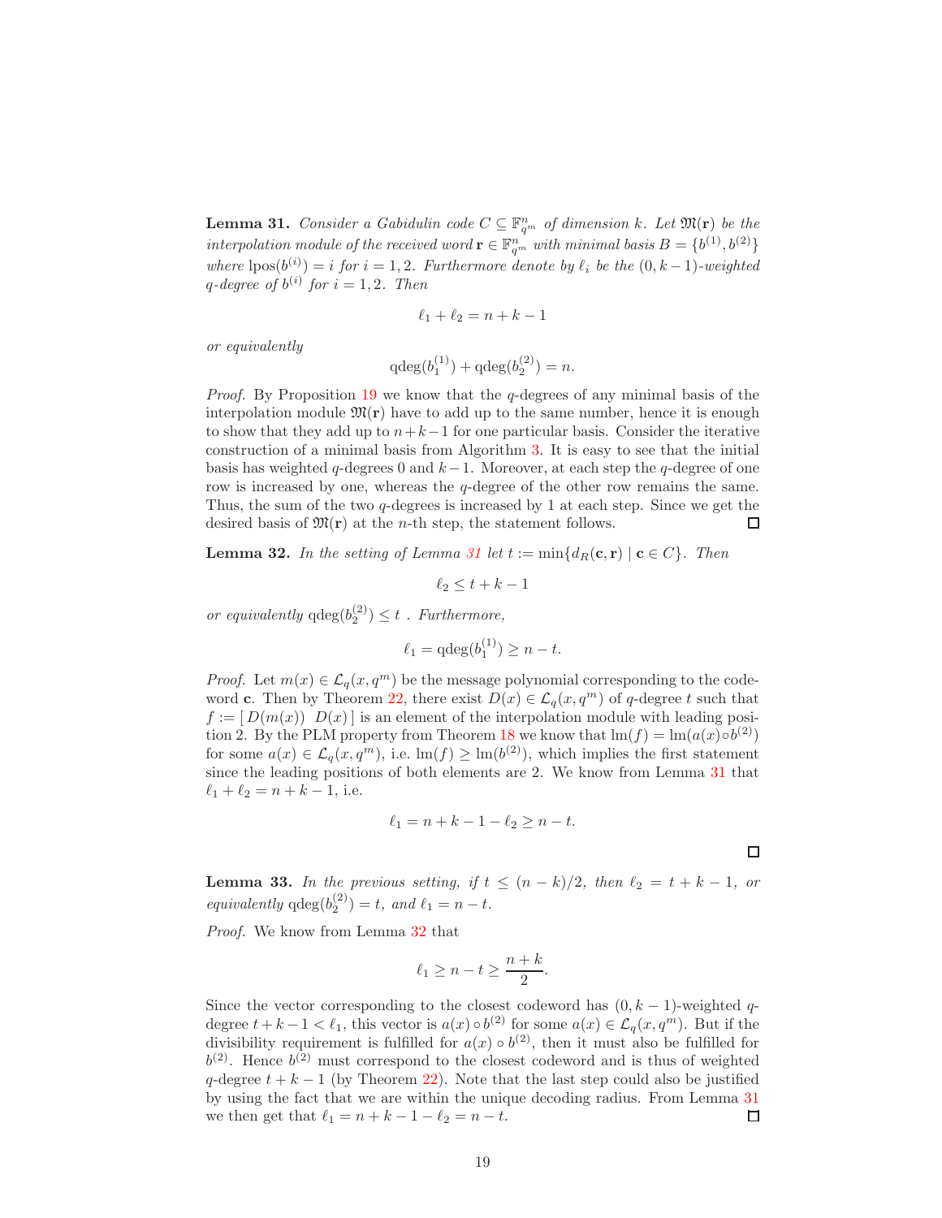**Lemma 31.** *Consider a Gabidulin code $C \subseteq \mathbb{F}_{q^m}^n$ of dimension $k$. Let $\mathfrak{M}(\mathbf{r})$ be the interpolation module of the received word $\mathbf{r} \in \mathbb{F}_{q^m}^n$ with minimal basis $B = \{b^{(1)}, b^{(2)}\}$ where $\mathrm{lpos}(b^{(i)}) = i$ for $i = 1, 2$. Furthermore denote by $\ell_i$ be the $(0, k-1)$-weighted $q$-degree of $b^{(i)}$ for $i = 1, 2$. Then*

$$\ell_1 + \ell_2 = n + k - 1$$

*or equivalently*

$$\mathrm{qdeg}(b_1^{(1)}) + \mathrm{qdeg}(b_2^{(2)}) = n.$$

*Proof.* By Proposition 19 we know that the $q$-degrees of any minimal basis of the interpolation module $\mathfrak{M}(\mathbf{r})$ have to add up to the same number, hence it is enough to show that they add up to $n+k-1$ for one particular basis. Consider the iterative construction of a minimal basis from Algorithm 3. It is easy to see that the initial basis has weighted $q$-degrees 0 and $k-1$. Moreover, at each step the $q$-degree of one row is increased by one, whereas the $q$-degree of the other row remains the same. Thus, the sum of the two $q$-degrees is increased by 1 at each step. Since we get the desired basis of $\mathfrak{M}(\mathbf{r})$ at the $n$-th step, the statement follows. □

**Lemma 32.** *In the setting of Lemma 31 let $t := \min\{d_R(\mathbf{c}, \mathbf{r}) \mid \mathbf{c} \in C\}$. Then*

$$\ell_2 \leq t + k - 1$$

*or equivalently $\mathrm{qdeg}(b_2^{(2)}) \leq t$ . Furthermore,*

$$\ell_1 = \mathrm{qdeg}(b_1^{(1)}) \geq n - t.$$

*Proof.* Let $m(x) \in \mathcal{L}_q(x, q^m)$ be the message polynomial corresponding to the codeword $\mathbf{c}$. Then by Theorem 22, there exist $D(x) \in \mathcal{L}_q(x, q^m)$ of $q$-degree $t$ such that $f := [\, D(m(x)) \;\; D(x)\, ]$ is an element of the interpolation module with leading position 2. By the PLM property from Theorem 18 we know that $\mathrm{lm}(f) = \mathrm{lm}(a(x) \circ b^{(2)})$ for some $a(x) \in \mathcal{L}_q(x, q^m)$, i.e. $\mathrm{lm}(f) \geq \mathrm{lm}(b^{(2)})$, which implies the first statement since the leading positions of both elements are 2. We know from Lemma 31 that $\ell_1 + \ell_2 = n + k - 1$, i.e.

$$\ell_1 = n + k - 1 - \ell_2 \geq n - t.$$

□

**Lemma 33.** *In the previous setting, if $t \leq (n-k)/2$, then $\ell_2 = t + k - 1$, or equivalently $\mathrm{qdeg}(b_2^{(2)}) = t$, and $\ell_1 = n - t$.*

*Proof.* We know from Lemma 32 that

$$\ell_1 \geq n - t \geq \frac{n+k}{2}.$$

Since the vector corresponding to the closest codeword has $(0, k-1)$-weighted $q$-degree $t + k - 1 < \ell_1$, this vector is $a(x) \circ b^{(2)}$ for some $a(x) \in \mathcal{L}_q(x, q^m)$. But if the divisibility requirement is fulfilled for $a(x) \circ b^{(2)}$, then it must also be fulfilled for $b^{(2)}$. Hence $b^{(2)}$ must correspond to the closest codeword and is thus of weighted $q$-degree $t + k - 1$ (by Theorem 22). Note that the last step could also be justified by using the fact that we are within the unique decoding radius. From Lemma 31 we then get that $\ell_1 = n + k - 1 - \ell_2 = n - t$. □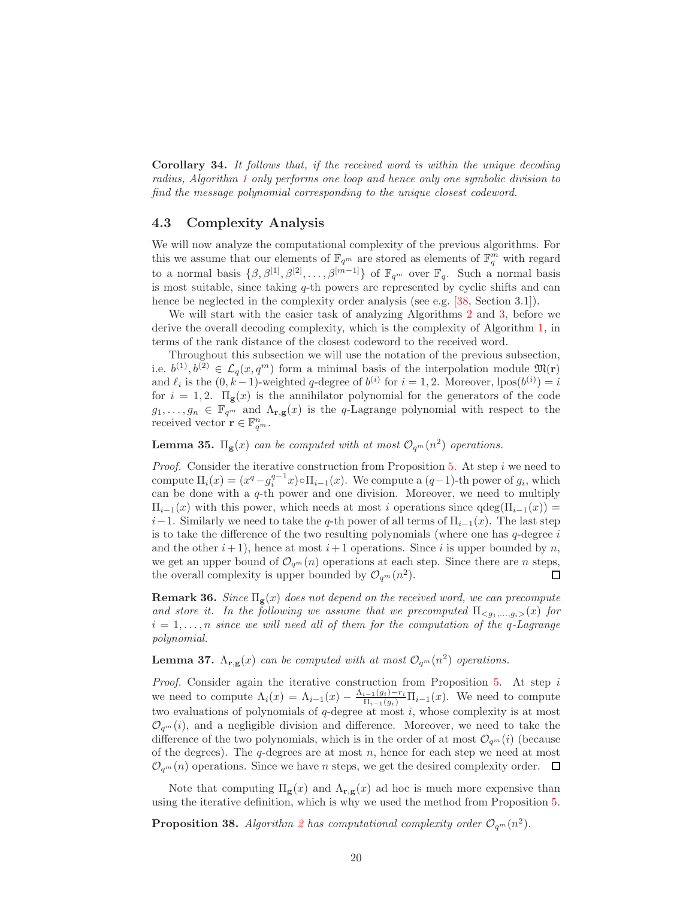**Corollary 34.** *It follows that, if the received word is within the unique decoding radius, Algorithm 1 only performs one loop and hence only one symbolic division to find the message polynomial corresponding to the unique closest codeword.*

### 4.3 Complexity Analysis

We will now analyze the computational complexity of the previous algorithms. For this we assume that our elements of $\mathbb{F}_{q^m}$ are stored as elements of $\mathbb{F}_q^m$ with regard to a normal basis $\{\beta, \beta^{[1]}, \beta^{[2]}, \dots, \beta^{[m-1]}\}$ of $\mathbb{F}_{q^m}$ over $\mathbb{F}_q$. Such a normal basis is most suitable, since taking $q$-th powers are represented by cyclic shifts and can hence be neglected in the complexity order analysis (see e.g. [38, Section 3.1]).

We will start with the easier task of analyzing Algorithms 2 and 3, before we derive the overall decoding complexity, which is the complexity of Algorithm 1, in terms of the rank distance of the closest codeword to the received word.

Throughout this subsection we will use the notation of the previous subsection, i.e. $b^{(1)}, b^{(2)} \in \mathcal{L}_q(x, q^m)$ form a minimal basis of the interpolation module $\mathfrak{M}(\mathbf{r})$ and $\ell_i$ is the $(0, k-1)$-weighted $q$-degree of $b^{(i)}$ for $i = 1, 2$. Moreover, $\mathrm{lpos}(b^{(i)}) = i$ for $i = 1, 2$. $\Pi_{\mathbf{g}}(x)$ is the annihilator polynomial for the generators of the code $g_1, \dots, g_n \in \mathbb{F}_{q^m}$ and $\Lambda_{\mathbf{r},\mathbf{g}}(x)$ is the $q$-Lagrange polynomial with respect to the received vector $\mathbf{r} \in \mathbb{F}_{q^m}^n$.

**Lemma 35.** *$\Pi_{\mathbf{g}}(x)$ can be computed with at most $\mathcal{O}_{q^m}(n^2)$ operations.*

*Proof.* Consider the iterative construction from Proposition 5. At step $i$ we need to compute $\Pi_i(x) = (x^q - g_i^{q-1} x) \circ \Pi_{i-1}(x)$. We compute a $(q-1)$-th power of $g_i$, which can be done with a $q$-th power and one division. Moreover, we need to multiply $\Pi_{i-1}(x)$ with this power, which needs at most $i$ operations since $\mathrm{qdeg}(\Pi_{i-1}(x)) = i-1$. Similarly we need to take the $q$-th power of all terms of $\Pi_{i-1}(x)$. The last step is to take the difference of the two resulting polynomials (where one has $q$-degree $i$ and the other $i+1$), hence at most $i+1$ operations. Since $i$ is upper bounded by $n$, we get an upper bound of $\mathcal{O}_{q^m}(n)$ operations at each step. Since there are $n$ steps, the overall complexity is upper bounded by $\mathcal{O}_{q^m}(n^2)$. □

**Remark 36.** *Since $\Pi_{\mathbf{g}}(x)$ does not depend on the received word, we can precompute and store it. In the following we assume that we precomputed $\Pi_{<g_1,\dots,g_i>}(x)$ for $i = 1, \dots, n$ since we will need all of them for the computation of the $q$-Lagrange polynomial.*

**Lemma 37.** *$\Lambda_{\mathbf{r},\mathbf{g}}(x)$ can be computed with at most $\mathcal{O}_{q^m}(n^2)$ operations.*

*Proof.* Consider again the iterative construction from Proposition 5. At step $i$ we need to compute $\Lambda_i(x) = \Lambda_{i-1}(x) - \frac{\Lambda_{i-1}(g_i) - r_i}{\Pi_{i-1}(g_i)} \Pi_{i-1}(x)$. We need to compute two evaluations of polynomials of $q$-degree at most $i$, whose complexity is at most $\mathcal{O}_{q^m}(i)$, and a negligible division and difference. Moreover, we need to take the difference of the two polynomials, which is in the order of at most $\mathcal{O}_{q^m}(i)$ (because of the degrees). The $q$-degrees are at most $n$, hence for each step we need at most $\mathcal{O}_{q^m}(n)$ operations. Since we have $n$ steps, we get the desired complexity order. □

Note that computing $\Pi_{\mathbf{g}}(x)$ and $\Lambda_{\mathbf{r},\mathbf{g}}(x)$ ad hoc is much more expensive than using the iterative definition, which is why we used the method from Proposition 5.

**Proposition 38.** *Algorithm 2 has computational complexity order $\mathcal{O}_{q^m}(n^2)$.*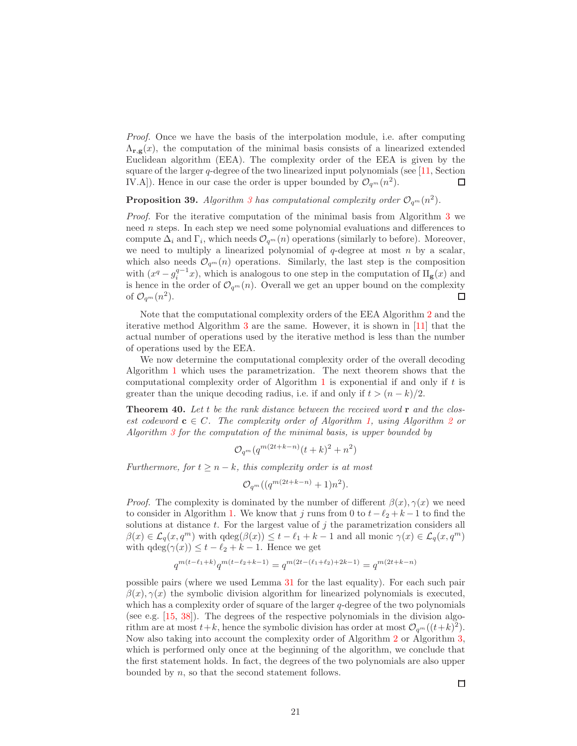*Proof.* Once we have the basis of the interpolation module, i.e. after computing $\Lambda_{\mathbf{r},\mathbf{g}}(x)$, the computation of the minimal basis consists of a linearized extended Euclidean algorithm (EEA). The complexity order of the EEA is given by the square of the larger $q$-degree of the two linearized input polynomials (see [11, Section IV.A]). Hence in our case the order is upper bounded by $\mathcal{O}_{q^m}(n^2)$. □

**Proposition 39.** *Algorithm 3 has computational complexity order $\mathcal{O}_{q^m}(n^2)$.*

*Proof.* For the iterative computation of the minimal basis from Algorithm 3 we need $n$ steps. In each step we need some polynomial evaluations and differences to compute $\Delta_i$ and $\Gamma_i$, which needs $\mathcal{O}_{q^m}(n)$ operations (similarly to before). Moreover, we need to multiply a linearized polynomial of $q$-degree at most $n$ by a scalar, which also needs $\mathcal{O}_{q^m}(n)$ operations. Similarly, the last step is the composition with $(x^q - g_i^{q-1}x)$, which is analogous to one step in the computation of $\Pi_{\mathbf{g}}(x)$ and is hence in the order of $\mathcal{O}_{q^m}(n)$. Overall we get an upper bound on the complexity of $\mathcal{O}_{q^m}(n^2)$. □

Note that the computational complexity orders of the EEA Algorithm 2 and the iterative method Algorithm 3 are the same. However, it is shown in [11] that the actual number of operations used by the iterative method is less than the number of operations used by the EEA.

We now determine the computational complexity order of the overall decoding Algorithm 1 which uses the parametrization. The next theorem shows that the computational complexity order of Algorithm 1 is exponential if and only if $t$ is greater than the unique decoding radius, i.e. if and only if $t > (n-k)/2$.

**Theorem 40.** *Let $t$ be the rank distance between the received word $\mathbf{r}$ and the closest codeword $\mathbf{c} \in C$. The complexity order of Algorithm 1, using Algorithm 2 or Algorithm 3 for the computation of the minimal basis, is upper bounded by*

$$\mathcal{O}_{q^m}(q^{m(2t+k-n)}(t+k)^2 + n^2)$$

*Furthermore, for $t \geq n-k$, this complexity order is at most*

$$\mathcal{O}_{q^m}((q^{m(2t+k-n)} + 1)n^2).$$

*Proof.* The complexity is dominated by the number of different $\beta(x), \gamma(x)$ we need to consider in Algorithm 1. We know that $j$ runs from 0 to $t - \ell_2 + k - 1$ to find the solutions at distance $t$. For the largest value of $j$ the parametrization considers all $\beta(x) \in \mathcal{L}_q(x, q^m)$ with $\mathrm{qdeg}(\beta(x)) \leq t - \ell_1 + k - 1$ and all monic $\gamma(x) \in \mathcal{L}_q(x, q^m)$ with $\mathrm{qdeg}(\gamma(x)) \leq t - \ell_2 + k - 1$. Hence we get

$$q^{m(t-\ell_1+k)} q^{m(t-\ell_2+k-1)} = q^{m(2t-(\ell_1+\ell_2)+2k-1)} = q^{m(2t+k-n)}$$

possible pairs (where we used Lemma 31 for the last equality). For each such pair $\beta(x), \gamma(x)$ the symbolic division algorithm for linearized polynomials is executed, which has a complexity order of square of the larger $q$-degree of the two polynomials (see e.g. [15, 38]). The degrees of the respective polynomials in the division algorithm are at most $t+k$, hence the symbolic division has order at most $\mathcal{O}_{q^m}((t+k)^2)$. Now also taking into account the complexity order of Algorithm 2 or Algorithm 3, which is performed only once at the beginning of the algorithm, we conclude that the first statement holds. In fact, the degrees of the two polynomials are also upper bounded by $n$, so that the second statement follows.

□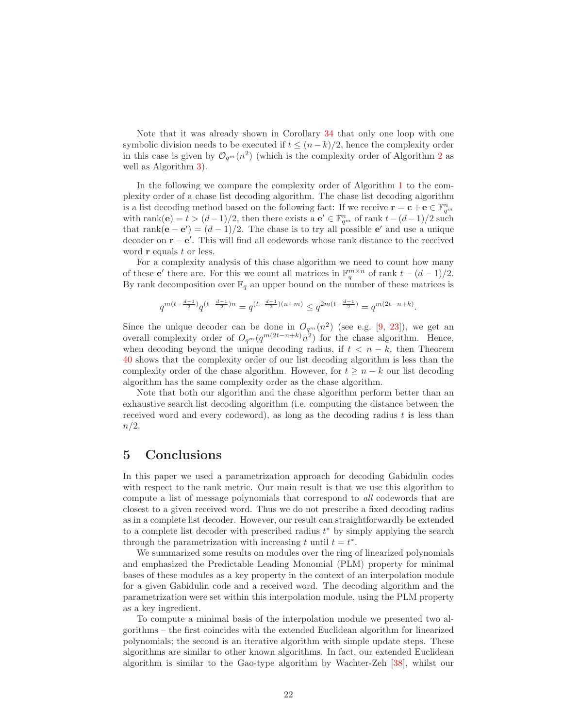Note that it was already shown in Corollary 34 that only one loop with one symbolic division needs to be executed if $t \leq (n-k)/2$, hence the complexity order in this case is given by $\mathcal{O}_{q^m}(n^2)$ (which is the complexity order of Algorithm 2 as well as Algorithm 3).

In the following we compare the complexity order of Algorithm 1 to the complexity order of a chase list decoding algorithm. The chase list decoding algorithm is a list decoding method based on the following fact: If we receive $\mathbf{r} = \mathbf{c} + \mathbf{e} \in \mathbb{F}_{q^m}^n$ with $\text{rank}(\mathbf{e}) = t > (d-1)/2$, then there exists a $\mathbf{e}' \in \mathbb{F}_{q^m}^n$ of rank $t - (d-1)/2$ such that $\text{rank}(\mathbf{e} - \mathbf{e}') = (d-1)/2$. The chase is to try all possible $\mathbf{e}'$ and use a unique decoder on $\mathbf{r} - \mathbf{e}'$. This will find all codewords whose rank distance to the received word $\mathbf{r}$ equals $t$ or less.

For a complexity analysis of this chase algorithm we need to count how many of these $\mathbf{e}'$ there are. For this we count all matrices in $\mathbb{F}_q^{m \times n}$ of rank $t - (d-1)/2$. By rank decomposition over $\mathbb{F}_q$ an upper bound on the number of these matrices is

$$q^{m(t-\frac{d-1}{2})} q^{(t-\frac{d-1}{2})n} = q^{(t-\frac{d-1}{2})(n+m)} \leq q^{2m(t-\frac{d-1}{2})} = q^{m(2t-n+k)}.$$

Since the unique decoder can be done in $O_{q^m}(n^2)$ (see e.g. [9, 23]), we get an overall complexity order of $O_{q^m}(q^{m(2t-n+k)} n^2)$ for the chase algorithm. Hence, when decoding beyond the unique decoding radius, if $t < n-k$, then Theorem 40 shows that the complexity order of our list decoding algorithm is less than the complexity order of the chase algorithm. However, for $t \geq n-k$ our list decoding algorithm has the same complexity order as the chase algorithm.

Note that both our algorithm and the chase algorithm perform better than an exhaustive search list decoding algorithm (i.e. computing the distance between the received word and every codeword), as long as the decoding radius $t$ is less than $n/2$.

## 5 Conclusions

In this paper we used a parametrization approach for decoding Gabidulin codes with respect to the rank metric. Our main result is that we use this algorithm to compute a list of message polynomials that correspond to *all* codewords that are closest to a given received word. Thus we do not prescribe a fixed decoding radius as in a complete list decoder. However, our result can straightforwardly be extended to a complete list decoder with prescribed radius $t^*$ by simply applying the search through the parametrization with increasing $t$ until $t = t^*$.

We summarized some results on modules over the ring of linearized polynomials and emphasized the Predictable Leading Monomial (PLM) property for minimal bases of these modules as a key property in the context of an interpolation module for a given Gabidulin code and a received word. The decoding algorithm and the parametrization were set within this interpolation module, using the PLM property as a key ingredient.

To compute a minimal basis of the interpolation module we presented two algorithms – the first coincides with the extended Euclidean algorithm for linearized polynomials; the second is an iterative algorithm with simple update steps. These algorithms are similar to other known algorithms. In fact, our extended Euclidean algorithm is similar to the Gao-type algorithm by Wachter-Zeh [38], whilst our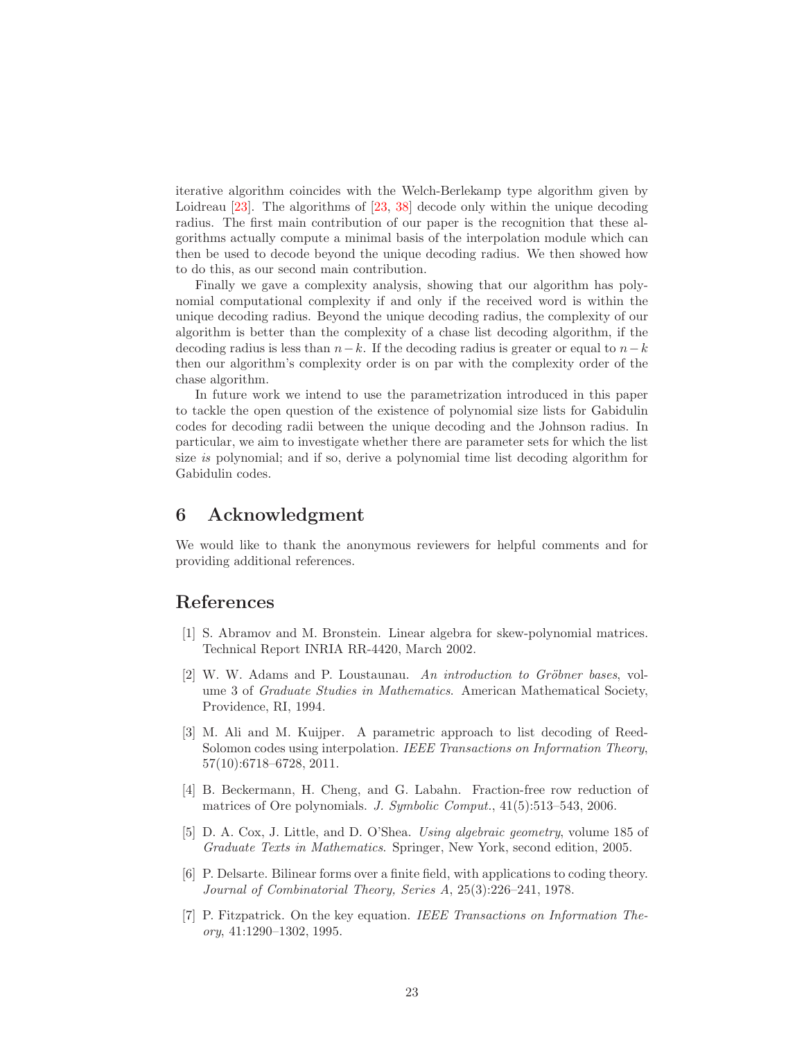iterative algorithm coincides with the Welch-Berlekamp type algorithm given by Loidreau [23]. The algorithms of [23, 38] decode only within the unique decoding radius. The first main contribution of our paper is the recognition that these algorithms actually compute a minimal basis of the interpolation module which can then be used to decode beyond the unique decoding radius. We then showed how to do this, as our second main contribution.

Finally we gave a complexity analysis, showing that our algorithm has polynomial computational complexity if and only if the received word is within the unique decoding radius. Beyond the unique decoding radius, the complexity of our algorithm is better than the complexity of a chase list decoding algorithm, if the decoding radius is less than $n-k$. If the decoding radius is greater or equal to $n-k$ then our algorithm's complexity order is on par with the complexity order of the chase algorithm.

In future work we intend to use the parametrization introduced in this paper to tackle the open question of the existence of polynomial size lists for Gabidulin codes for decoding radii between the unique decoding and the Johnson radius. In particular, we aim to investigate whether there are parameter sets for which the list size *is* polynomial; and if so, derive a polynomial time list decoding algorithm for Gabidulin codes.

## 6 Acknowledgment

We would like to thank the anonymous reviewers for helpful comments and for providing additional references.

## References

[1] S. Abramov and M. Bronstein. Linear algebra for skew-polynomial matrices. Technical Report INRIA RR-4420, March 2002.

[2] W. W. Adams and P. Loustaunau. *An introduction to Gröbner bases*, volume 3 of *Graduate Studies in Mathematics*. American Mathematical Society, Providence, RI, 1994.

[3] M. Ali and M. Kuijper. A parametric approach to list decoding of Reed-Solomon codes using interpolation. *IEEE Transactions on Information Theory*, 57(10):6718–6728, 2011.

[4] B. Beckermann, H. Cheng, and G. Labahn. Fraction-free row reduction of matrices of Ore polynomials. *J. Symbolic Comput.*, 41(5):513–543, 2006.

[5] D. A. Cox, J. Little, and D. O'Shea. *Using algebraic geometry*, volume 185 of *Graduate Texts in Mathematics*. Springer, New York, second edition, 2005.

[6] P. Delsarte. Bilinear forms over a finite field, with applications to coding theory. *Journal of Combinatorial Theory, Series A*, 25(3):226–241, 1978.

[7] P. Fitzpatrick. On the key equation. *IEEE Transactions on Information Theory*, 41:1290–1302, 1995.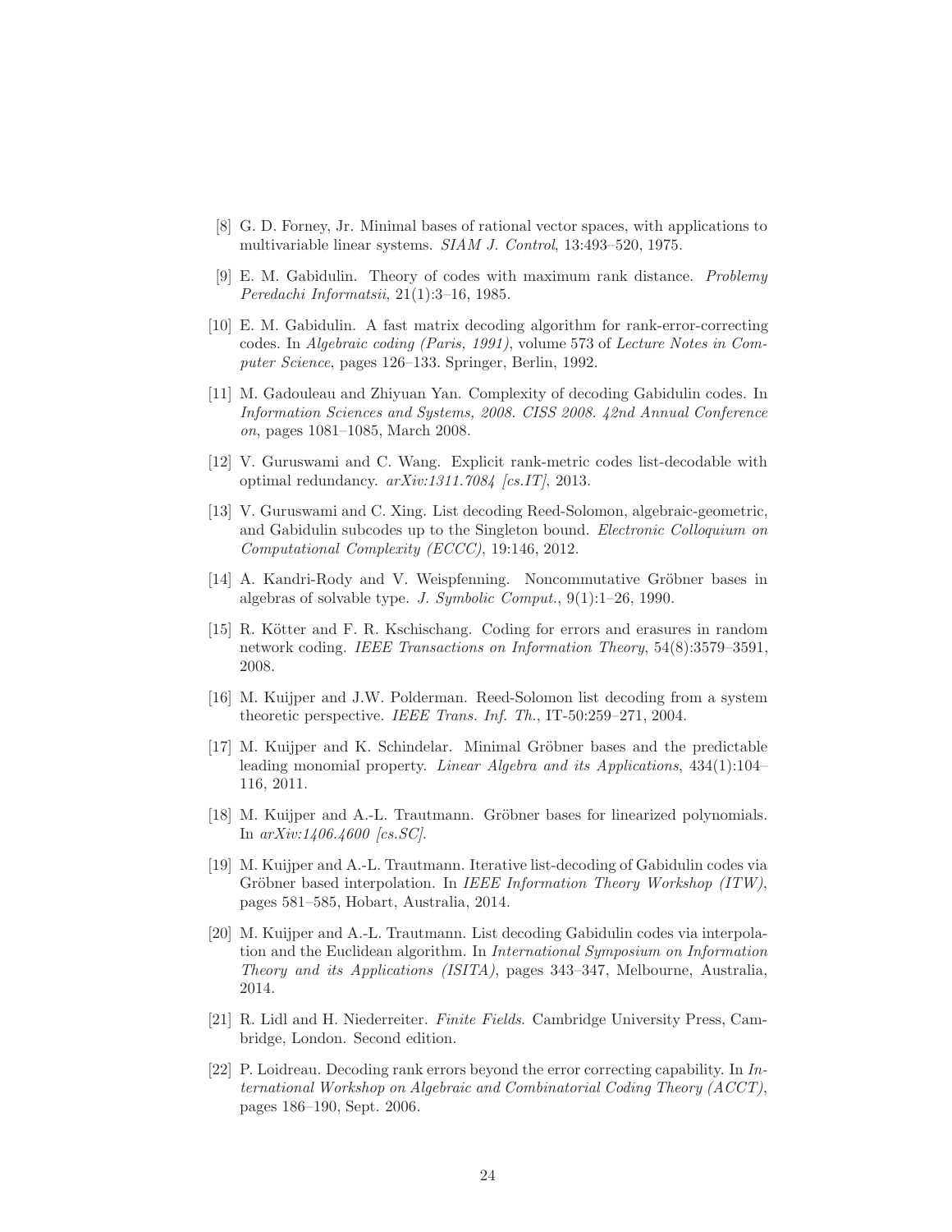[8] G. D. Forney, Jr. Minimal bases of rational vector spaces, with applications to multivariable linear systems. *SIAM J. Control*, 13:493–520, 1975.

[9] E. M. Gabidulin. Theory of codes with maximum rank distance. *Problemy Peredachi Informatsii*, 21(1):3–16, 1985.

[10] E. M. Gabidulin. A fast matrix decoding algorithm for rank-error-correcting codes. In *Algebraic coding (Paris, 1991)*, volume 573 of *Lecture Notes in Computer Science*, pages 126–133. Springer, Berlin, 1992.

[11] M. Gadouleau and Zhiyuan Yan. Complexity of decoding Gabidulin codes. In *Information Sciences and Systems, 2008. CISS 2008. 42nd Annual Conference on*, pages 1081–1085, March 2008.

[12] V. Guruswami and C. Wang. Explicit rank-metric codes list-decodable with optimal redundancy. *arXiv:1311.7084 [cs.IT]*, 2013.

[13] V. Guruswami and C. Xing. List decoding Reed-Solomon, algebraic-geometric, and Gabidulin subcodes up to the Singleton bound. *Electronic Colloquium on Computational Complexity (ECCC)*, 19:146, 2012.

[14] A. Kandri-Rody and V. Weispfenning. Noncommutative Gröbner bases in algebras of solvable type. *J. Symbolic Comput.*, 9(1):1–26, 1990.

[15] R. Kötter and F. R. Kschischang. Coding for errors and erasures in random network coding. *IEEE Transactions on Information Theory*, 54(8):3579–3591, 2008.

[16] M. Kuijper and J.W. Polderman. Reed-Solomon list decoding from a system theoretic perspective. *IEEE Trans. Inf. Th.*, IT-50:259–271, 2004.

[17] M. Kuijper and K. Schindelar. Minimal Gröbner bases and the predictable leading monomial property. *Linear Algebra and its Applications*, 434(1):104–116, 2011.

[18] M. Kuijper and A.-L. Trautmann. Gröbner bases for linearized polynomials. In *arXiv:1406.4600 [cs.SC]*.

[19] M. Kuijper and A.-L. Trautmann. Iterative list-decoding of Gabidulin codes via Gröbner based interpolation. In *IEEE Information Theory Workshop (ITW)*, pages 581–585, Hobart, Australia, 2014.

[20] M. Kuijper and A.-L. Trautmann. List decoding Gabidulin codes via interpolation and the Euclidean algorithm. In *International Symposium on Information Theory and its Applications (ISITA)*, pages 343–347, Melbourne, Australia, 2014.

[21] R. Lidl and H. Niederreiter. *Finite Fields*. Cambridge University Press, Cambridge, London. Second edition.

[22] P. Loidreau. Decoding rank errors beyond the error correcting capability. In *International Workshop on Algebraic and Combinatorial Coding Theory (ACCT)*, pages 186–190, Sept. 2006.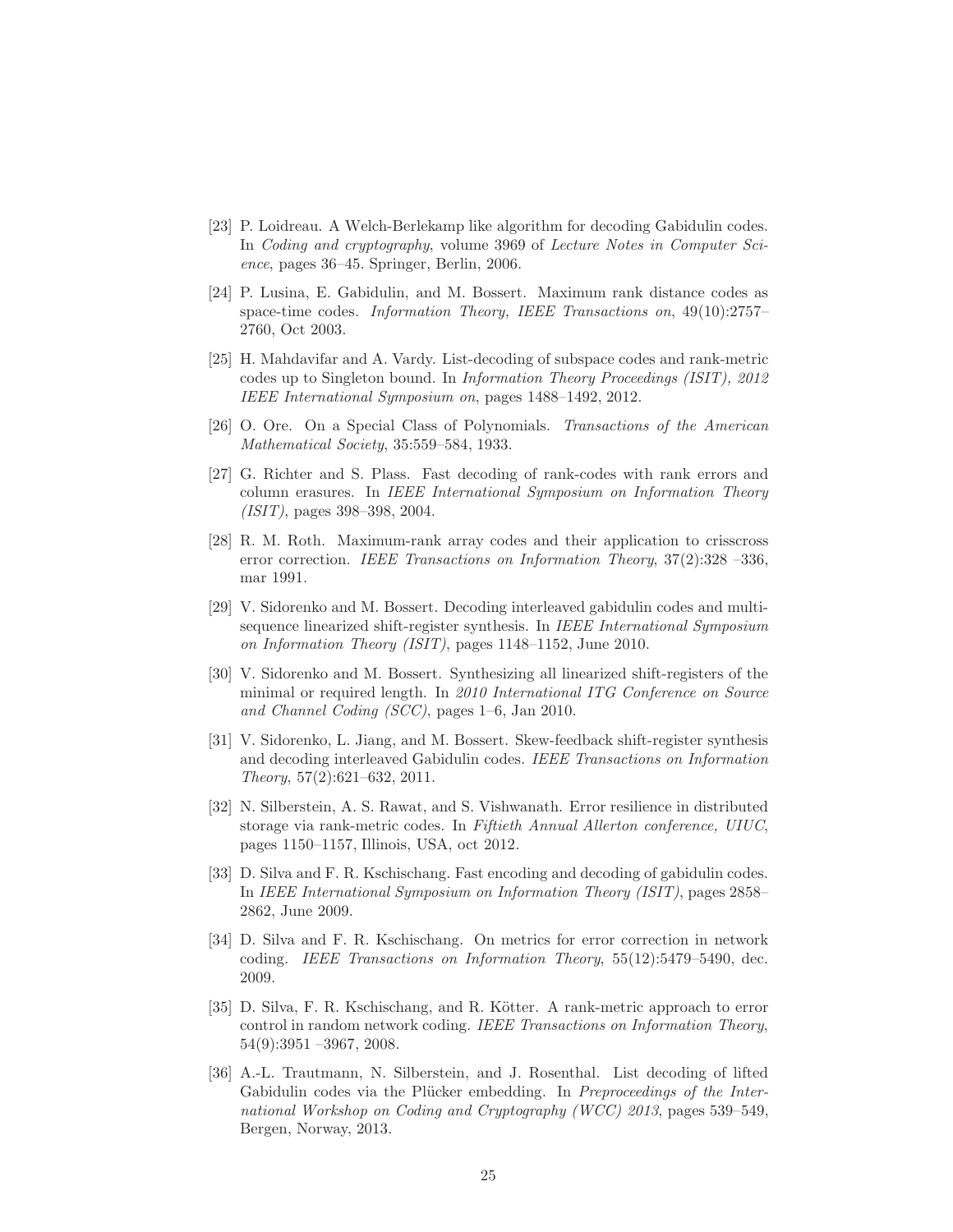[23] P. Loidreau. A Welch-Berlekamp like algorithm for decoding Gabidulin codes. In *Coding and cryptography*, volume 3969 of *Lecture Notes in Computer Science*, pages 36–45. Springer, Berlin, 2006.

[24] P. Lusina, E. Gabidulin, and M. Bossert. Maximum rank distance codes as space-time codes. *Information Theory, IEEE Transactions on*, 49(10):2757–2760, Oct 2003.

[25] H. Mahdavifar and A. Vardy. List-decoding of subspace codes and rank-metric codes up to Singleton bound. In *Information Theory Proceedings (ISIT), 2012 IEEE International Symposium on*, pages 1488–1492, 2012.

[26] O. Ore. On a Special Class of Polynomials. *Transactions of the American Mathematical Society*, 35:559–584, 1933.

[27] G. Richter and S. Plass. Fast decoding of rank-codes with rank errors and column erasures. In *IEEE International Symposium on Information Theory (ISIT)*, pages 398–398, 2004.

[28] R. M. Roth. Maximum-rank array codes and their application to crisscross error correction. *IEEE Transactions on Information Theory*, 37(2):328 –336, mar 1991.

[29] V. Sidorenko and M. Bossert. Decoding interleaved gabidulin codes and multisequence linearized shift-register synthesis. In *IEEE International Symposium on Information Theory (ISIT)*, pages 1148–1152, June 2010.

[30] V. Sidorenko and M. Bossert. Synthesizing all linearized shift-registers of the minimal or required length. In *2010 International ITG Conference on Source and Channel Coding (SCC)*, pages 1–6, Jan 2010.

[31] V. Sidorenko, L. Jiang, and M. Bossert. Skew-feedback shift-register synthesis and decoding interleaved Gabidulin codes. *IEEE Transactions on Information Theory*, 57(2):621–632, 2011.

[32] N. Silberstein, A. S. Rawat, and S. Vishwanath. Error resilience in distributed storage via rank-metric codes. In *Fiftieth Annual Allerton conference, UIUC*, pages 1150–1157, Illinois, USA, oct 2012.

[33] D. Silva and F. R. Kschischang. Fast encoding and decoding of gabidulin codes. In *IEEE International Symposium on Information Theory (ISIT)*, pages 2858–2862, June 2009.

[34] D. Silva and F. R. Kschischang. On metrics for error correction in network coding. *IEEE Transactions on Information Theory*, 55(12):5479–5490, dec. 2009.

[35] D. Silva, F. R. Kschischang, and R. Kötter. A rank-metric approach to error control in random network coding. *IEEE Transactions on Information Theory*, 54(9):3951 –3967, 2008.

[36] A.-L. Trautmann, N. Silberstein, and J. Rosenthal. List decoding of lifted Gabidulin codes via the Plücker embedding. In *Preproceedings of the International Workshop on Coding and Cryptography (WCC) 2013*, pages 539–549, Bergen, Norway, 2013.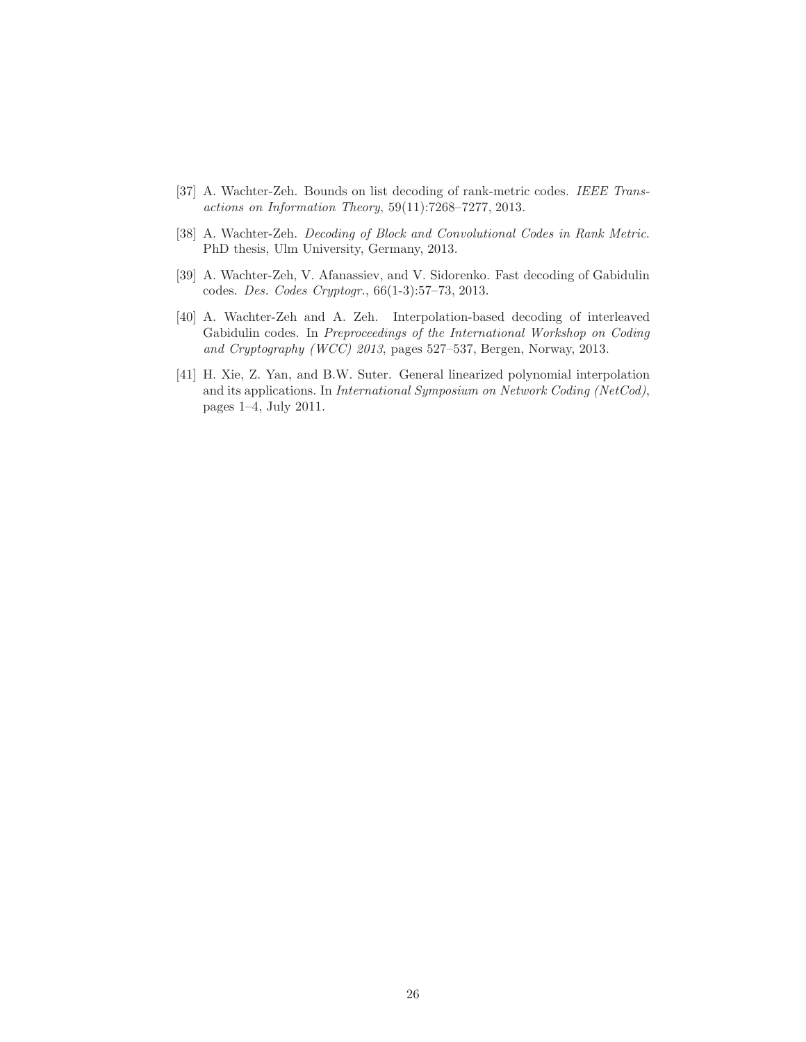[37] A. Wachter-Zeh. Bounds on list decoding of rank-metric codes. *IEEE Transactions on Information Theory*, 59(11):7268–7277, 2013.

[38] A. Wachter-Zeh. *Decoding of Block and Convolutional Codes in Rank Metric*. PhD thesis, Ulm University, Germany, 2013.

[39] A. Wachter-Zeh, V. Afanassiev, and V. Sidorenko. Fast decoding of Gabidulin codes. *Des. Codes Cryptogr.*, 66(1-3):57–73, 2013.

[40] A. Wachter-Zeh and A. Zeh. Interpolation-based decoding of interleaved Gabidulin codes. In *Preproceedings of the International Workshop on Coding and Cryptography (WCC) 2013*, pages 527–537, Bergen, Norway, 2013.

[41] H. Xie, Z. Yan, and B.W. Suter. General linearized polynomial interpolation and its applications. In *International Symposium on Network Coding (NetCod)*, pages 1–4, July 2011.